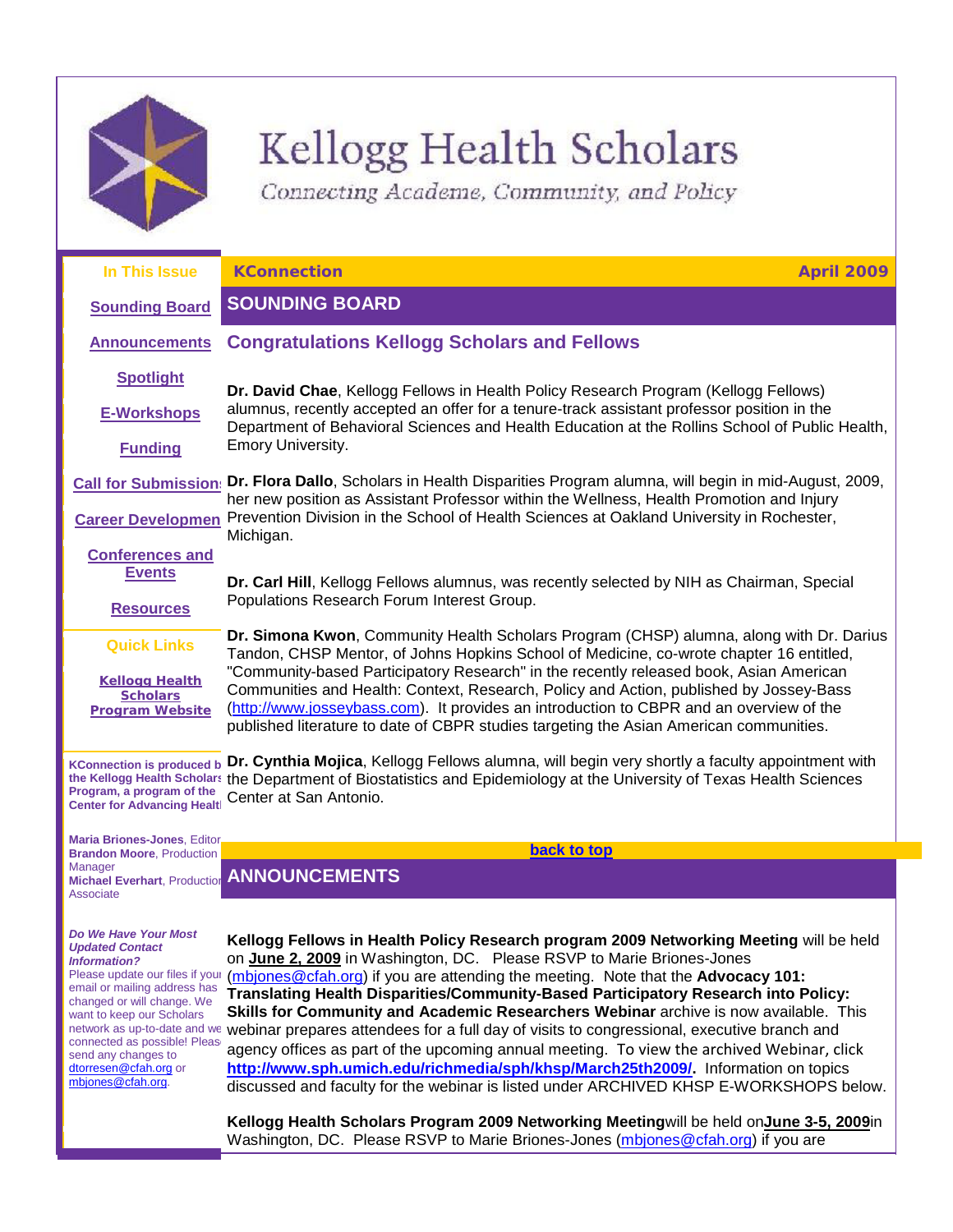# Kellogg Health Scholars

*Connecting Academe, Community, and Policy*

**In This Issue**

- Sounding Board
- Announcements
- Spotlight
- E-Workshops
- Funding
- Call for Submissions
- Career Development
- Conferences and Events
- Resources

**Quick Links**

- Kellogg Health Scholars Program Website

**KConnection is produced by the Kellogg Health Scholars Program, a program of the Center for Advancing Health**

**Maria Briones-Jones**, Editor
**Brandon Moore**, Production Manager
**Michael Everhart**, Production Associate

***Do We Have Your Most Updated Contact Information?***
*Please update our files if your email or mailing address has changed or will change. We want to keep our Scholars network as up-to-date and well connected as possible! Please send any changes to dtorresen@cfah.org or mbjones@cfah.org.*

**KConnection** — **April 2009**

## SOUNDING BOARD

### Congratulations Kellogg Scholars and Fellows

**Dr. David Chae**, Kellogg Fellows in Health Policy Research Program (Kellogg Fellows) alumnus, recently accepted an offer for a tenure-track assistant professor position in the Department of Behavioral Sciences and Health Education at the Rollins School of Public Health, Emory University.

**Dr. Flora Dallo**, Scholars in Health Disparities Program alumna, will begin in mid-August, 2009, her new position as Assistant Professor within the Wellness, Health Promotion and Injury Prevention Division in the School of Health Sciences at Oakland University in Rochester, Michigan.

**Dr. Carl Hill**, Kellogg Fellows alumnus, was recently selected by NIH as Chairman, Special Populations Research Forum Interest Group.

**Dr. Simona Kwon**, Community Health Scholars Program (CHSP) alumna, along with Dr. Darius Tandon, CHSP Mentor, of Johns Hopkins School of Medicine, co-wrote chapter 16 entitled, "Community-based Participatory Research" in the recently released book, Asian American Communities and Health: Context, Research, Policy and Action, published by Jossey-Bass (http://www.josseybass.com). It provides an introduction to CBPR and an overview of the published literature to date of CBPR studies targeting the Asian American communities.

**Dr. Cynthia Mojica**, Kellogg Fellows alumna, will begin very shortly a faculty appointment with the Department of Biostatistics and Epidemiology at the University of Texas Health Sciences Center at San Antonio.

back to top

## ANNOUNCEMENTS

**Kellogg Fellows in Health Policy Research program 2009 Networking Meeting** will be held on **June 2, 2009** in Washington, DC. Please RSVP to Marie Briones-Jones (mbjones@cfah.org) if you are attending the meeting. Note that the **Advocacy 101: Translating Health Disparities/Community-Based Participatory Research into Policy: Skills for Community and Academic Researchers Webinar** archive is now available. This webinar prepares attendees for a full day of visits to congressional, executive branch and agency offices as part of the upcoming annual meeting. To view the archived Webinar, click **http://www.sph.umich.edu/richmedia/sph/khsp/March25th2009/.** Information on topics discussed and faculty for the webinar is listed under ARCHIVED KHSP E-WORKSHOPS below.

**Kellogg Health Scholars Program 2009 Networking Meeting** will be held on **June 3-5, 2009** in Washington, DC. Please RSVP to Marie Briones-Jones (mbjones@cfah.org) if you are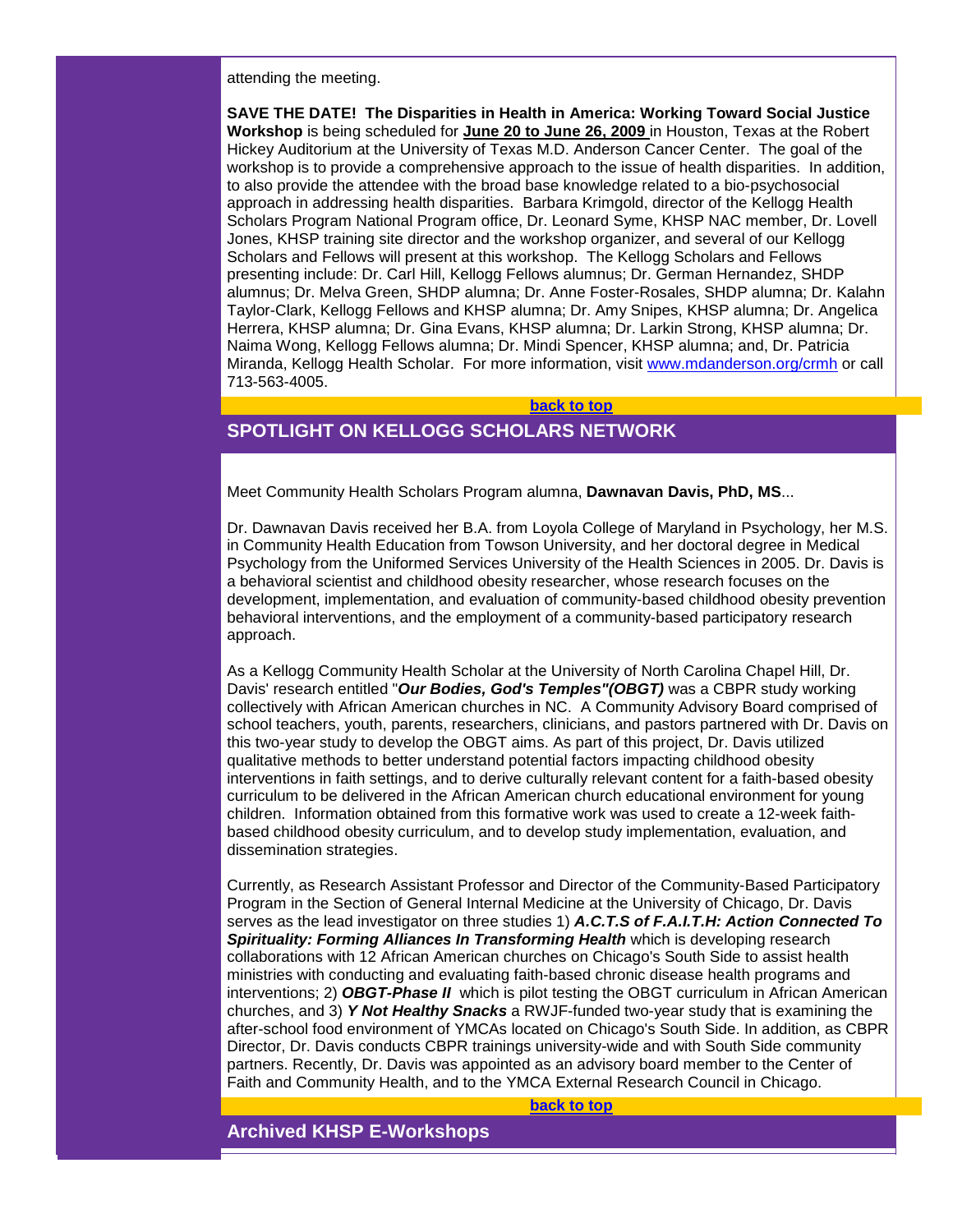attending the meeting.

**SAVE THE DATE! The Disparities in Health in America: Working Toward Social Justice Workshop** is being scheduled for **June 20 to June 26, 2009** in Houston, Texas at the Robert Hickey Auditorium at the University of Texas M.D. Anderson Cancer Center. The goal of the workshop is to provide a comprehensive approach to the issue of health disparities. In addition, to also provide the attendee with the broad base knowledge related to a bio-psychosocial approach in addressing health disparities. Barbara Krimgold, director of the Kellogg Health Scholars Program National Program office, Dr. Leonard Syme, KHSP NAC member, Dr. Lovell Jones, KHSP training site director and the workshop organizer, and several of our Kellogg Scholars and Fellows will present at this workshop. The Kellogg Scholars and Fellows presenting include: Dr. Carl Hill, Kellogg Fellows alumnus; Dr. German Hernandez, SHDP alumnus; Dr. Melva Green, SHDP alumna; Dr. Anne Foster-Rosales, SHDP alumna; Dr. Kalahn Taylor-Clark, Kellogg Fellows and KHSP alumna; Dr. Amy Snipes, KHSP alumna; Dr. Angelica Herrera, KHSP alumna; Dr. Gina Evans, KHSP alumna; Dr. Larkin Strong, KHSP alumna; Dr. Naima Wong, Kellogg Fellows alumna; Dr. Mindi Spencer, KHSP alumna; and, Dr. Patricia Miranda, Kellogg Health Scholar. For more information, visit www.mdanderson.org/crmh or call 713-563-4005.

back to top

## SPOTLIGHT ON KELLOGG SCHOLARS NETWORK

Meet Community Health Scholars Program alumna, **Dawnavan Davis, PhD, MS**...

Dr. Dawnavan Davis received her B.A. from Loyola College of Maryland in Psychology, her M.S. in Community Health Education from Towson University, and her doctoral degree in Medical Psychology from the Uniformed Services University of the Health Sciences in 2005. Dr. Davis is a behavioral scientist and childhood obesity researcher, whose research focuses on the development, implementation, and evaluation of community-based childhood obesity prevention behavioral interventions, and the employment of a community-based participatory research approach.

As a Kellogg Community Health Scholar at the University of North Carolina Chapel Hill, Dr. Davis' research entitled "***Our Bodies, God's Temples"(OBGT)*** was a CBPR study working collectively with African American churches in NC. A Community Advisory Board comprised of school teachers, youth, parents, researchers, clinicians, and pastors partnered with Dr. Davis on this two-year study to develop the OBGT aims. As part of this project, Dr. Davis utilized qualitative methods to better understand potential factors impacting childhood obesity interventions in faith settings, and to derive culturally relevant content for a faith-based obesity curriculum to be delivered in the African American church educational environment for young children. Information obtained from this formative work was used to create a 12-week faith-based childhood obesity curriculum, and to develop study implementation, evaluation, and dissemination strategies.

Currently, as Research Assistant Professor and Director of the Community-Based Participatory Program in the Section of General Internal Medicine at the University of Chicago, Dr. Davis serves as the lead investigator on three studies 1) ***A.C.T.S of F.A.I.T.H: Action Connected To Spirituality: Forming Alliances In Transforming Health*** which is developing research collaborations with 12 African American churches on Chicago's South Side to assist health ministries with conducting and evaluating faith-based chronic disease health programs and interventions; 2) ***OBGT-Phase II*** which is pilot testing the OBGT curriculum in African American churches, and 3) ***Y Not Healthy Snacks*** a RWJF-funded two-year study that is examining the after-school food environment of YMCAs located on Chicago's South Side. In addition, as CBPR Director, Dr. Davis conducts CBPR trainings university-wide and with South Side community partners. Recently, Dr. Davis was appointed as an advisory board member to the Center of Faith and Community Health, and to the YMCA External Research Council in Chicago.

back to top

## Archived KHSP E-Workshops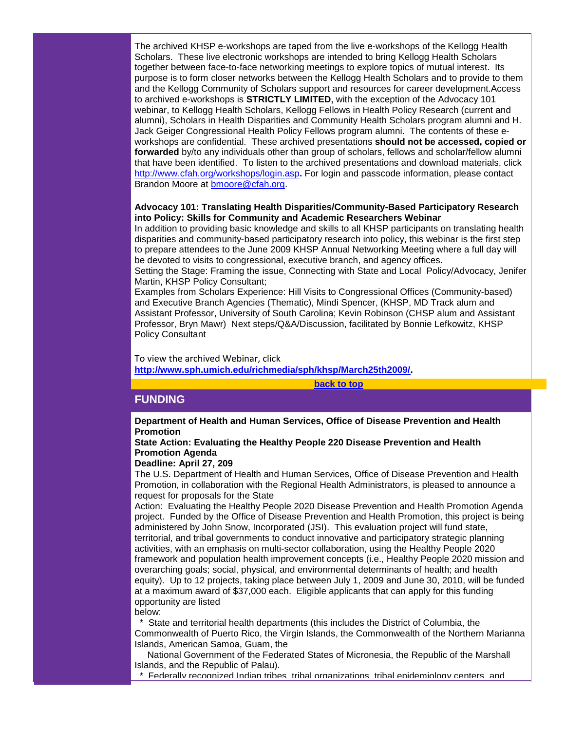The archived KHSP e-workshops are taped from the live e-workshops of the Kellogg Health Scholars. These live electronic workshops are intended to bring Kellogg Health Scholars together between face-to-face networking meetings to explore topics of mutual interest. Its purpose is to form closer networks between the Kellogg Health Scholars and to provide to them and the Kellogg Community of Scholars support and resources for career development.Access to archived e-workshops is **STRICTLY LIMITED**, with the exception of the Advocacy 101 webinar, to Kellogg Health Scholars, Kellogg Fellows in Health Policy Research (current and alumni), Scholars in Health Disparities and Community Health Scholars program alumni and H. Jack Geiger Congressional Health Policy Fellows program alumni. The contents of these e-workshops are confidential. These archived presentations **should not be accessed, copied or forwarded** by/to any individuals other than group of scholars, fellows and scholar/fellow alumni that have been identified. To listen to the archived presentations and download materials, click http://www.cfah.org/workshops/login.asp**.** For login and passcode information, please contact Brandon Moore at bmoore@cfah.org.

**Advocacy 101: Translating Health Disparities/Community-Based Participatory Research into Policy: Skills for Community and Academic Researchers Webinar**

In addition to providing basic knowledge and skills to all KHSP participants on translating health disparities and community-based participatory research into policy, this webinar is the first step to prepare attendees to the June 2009 KHSP Annual Networking Meeting where a full day will be devoted to visits to congressional, executive branch, and agency offices.

Setting the Stage: Framing the issue, Connecting with State and Local Policy/Advocacy, Jenifer Martin, KHSP Policy Consultant;

Examples from Scholars Experience: Hill Visits to Congressional Offices (Community-based) and Executive Branch Agencies (Thematic), Mindi Spencer, (KHSP, MD Track alum and Assistant Professor, University of South Carolina; Kevin Robinson (CHSP alum and Assistant Professor, Bryn Mawr) Next steps/Q&A/Discussion, facilitated by Bonnie Lefkowitz, KHSP Policy Consultant

To view the archived Webinar, click
**http://www.sph.umich.edu/richmedia/sph/khsp/March25th2009/.**

**back to top**

## FUNDING

**Department of Health and Human Services, Office of Disease Prevention and Health Promotion**

**State Action: Evaluating the Healthy People 220 Disease Prevention and Health Promotion Agenda**

**Deadline: April 27, 209**

The U.S. Department of Health and Human Services, Office of Disease Prevention and Health Promotion, in collaboration with the Regional Health Administrators, is pleased to announce a request for proposals for the State Action: Evaluating the Healthy People 2020 Disease Prevention and Health Promotion Agenda project. Funded by the Office of Disease Prevention and Health Promotion, this project is being administered by John Snow, Incorporated (JSI). This evaluation project will fund state, territorial, and tribal governments to conduct innovative and participatory strategic planning activities, with an emphasis on multi-sector collaboration, using the Healthy People 2020 framework and population health improvement concepts (i.e., Healthy People 2020 mission and overarching goals; social, physical, and environmental determinants of health; and health equity). Up to 12 projects, taking place between July 1, 2009 and June 30, 2010, will be funded at a maximum award of $37,000 each. Eligible applicants that can apply for this funding opportunity are listed below:

* State and territorial health departments (this includes the District of Columbia, the Commonwealth of Puerto Rico, the Virgin Islands, the Commonwealth of the Northern Marianna Islands, American Samoa, Guam, the National Government of the Federated States of Micronesia, the Republic of the Marshall Islands, and the Republic of Palau).
* Federally recognized Indian tribes, tribal organizations, tribal epidemiology centers, and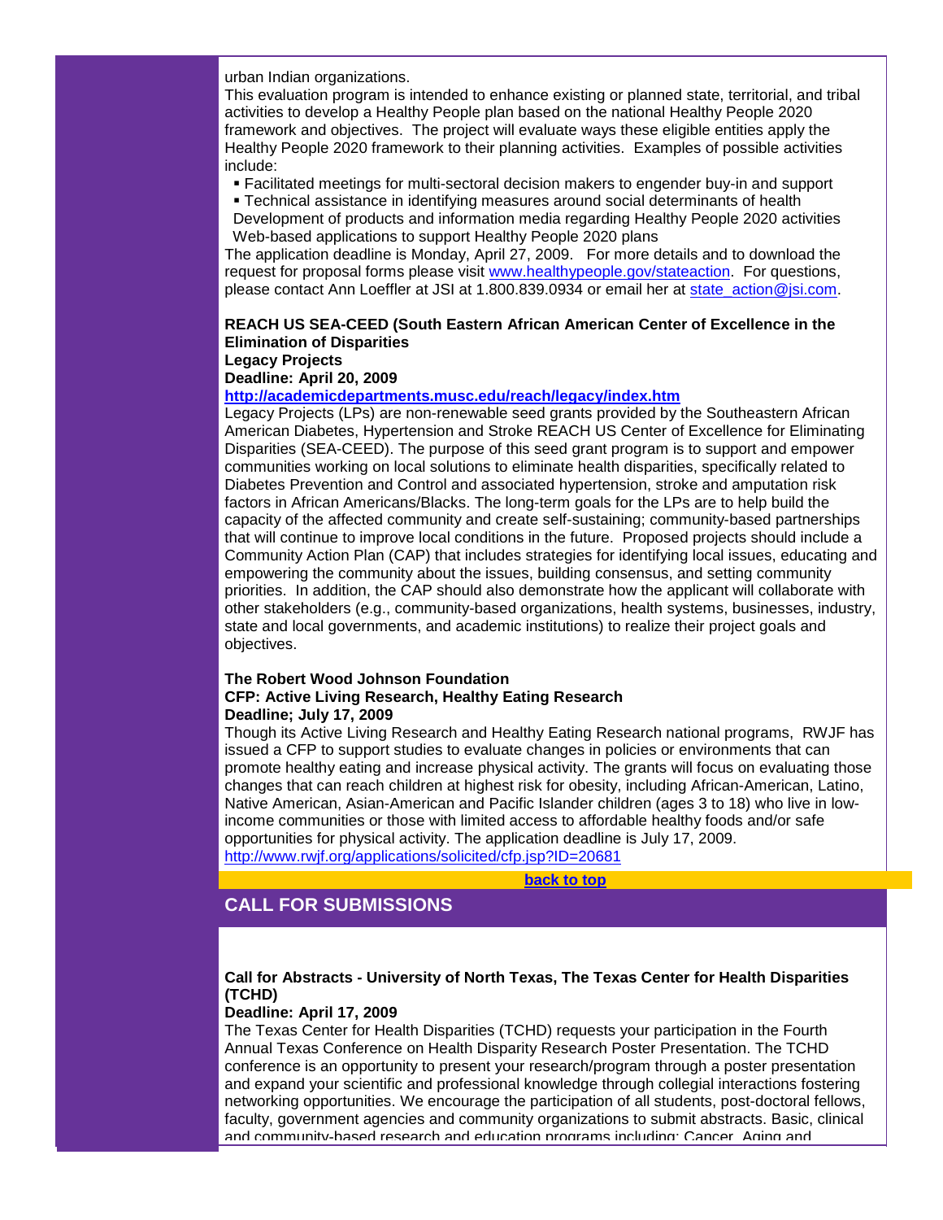urban Indian organizations.

This evaluation program is intended to enhance existing or planned state, territorial, and tribal activities to develop a Healthy People plan based on the national Healthy People 2020 framework and objectives. The project will evaluate ways these eligible entities apply the Healthy People 2020 framework to their planning activities. Examples of possible activities include:

- Facilitated meetings for multi-sectoral decision makers to engender buy-in and support
- Technical assistance in identifying measures around social determinants of health
- Development of products and information media regarding Healthy People 2020 activities
- Web-based applications to support Healthy People 2020 plans

The application deadline is Monday, April 27, 2009. For more details and to download the request for proposal forms please visit www.healthypeople.gov/stateaction. For questions, please contact Ann Loeffler at JSI at 1.800.839.0934 or email her at state_action@jsi.com.

**REACH US SEA-CEED (South Eastern African American Center of Excellence in the Elimination of Disparities**
**Legacy Projects**
**Deadline: April 20, 2009**
**http://academicdepartments.musc.edu/reach/legacy/index.htm**

Legacy Projects (LPs) are non-renewable seed grants provided by the Southeastern African American Diabetes, Hypertension and Stroke REACH US Center of Excellence for Eliminating Disparities (SEA-CEED). The purpose of this seed grant program is to support and empower communities working on local solutions to eliminate health disparities, specifically related to Diabetes Prevention and Control and associated hypertension, stroke and amputation risk factors in African Americans/Blacks. The long-term goals for the LPs are to help build the capacity of the affected community and create self-sustaining; community-based partnerships that will continue to improve local conditions in the future. Proposed projects should include a Community Action Plan (CAP) that includes strategies for identifying local issues, educating and empowering the community about the issues, building consensus, and setting community priorities. In addition, the CAP should also demonstrate how the applicant will collaborate with other stakeholders (e.g., community-based organizations, health systems, businesses, industry, state and local governments, and academic institutions) to realize their project goals and objectives.

**The Robert Wood Johnson Foundation**
**CFP: Active Living Research, Healthy Eating Research**
**Deadline; July 17, 2009**

Though its Active Living Research and Healthy Eating Research national programs, RWJF has issued a CFP to support studies to evaluate changes in policies or environments that can promote healthy eating and increase physical activity. The grants will focus on evaluating those changes that can reach children at highest risk for obesity, including African-American, Latino, Native American, Asian-American and Pacific Islander children (ages 3 to 18) who live in low-income communities or those with limited access to affordable healthy foods and/or safe opportunities for physical activity. The application deadline is July 17, 2009.
http://www.rwjf.org/applications/solicited/cfp.jsp?ID=20681

**back to top**

## CALL FOR SUBMISSIONS

**Call for Abstracts - University of North Texas, The Texas Center for Health Disparities (TCHD)**
**Deadline: April 17, 2009**

The Texas Center for Health Disparities (TCHD) requests your participation in the Fourth Annual Texas Conference on Health Disparity Research Poster Presentation. The TCHD conference is an opportunity to present your research/program through a poster presentation and expand your scientific and professional knowledge through collegial interactions fostering networking opportunities. We encourage the participation of all students, post-doctoral fellows, faculty, government agencies and community organizations to submit abstracts. Basic, clinical and community-based research and education programs including: Cancer, Aging and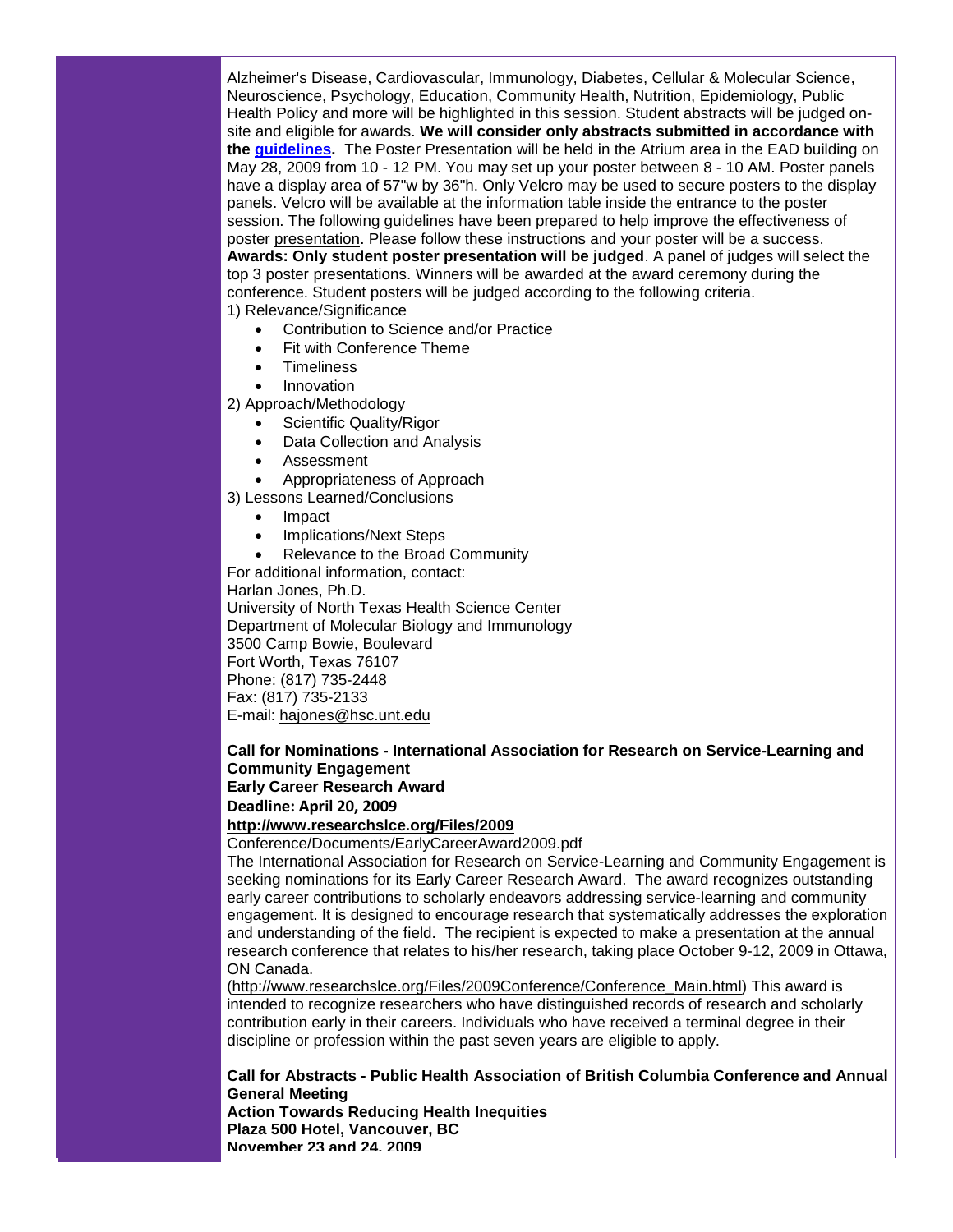Alzheimer's Disease, Cardiovascular, Immunology, Diabetes, Cellular & Molecular Science, Neuroscience, Psychology, Education, Community Health, Nutrition, Epidemiology, Public Health Policy and more will be highlighted in this session. Student abstracts will be judged on-site and eligible for awards. **We will consider only abstracts submitted in accordance with the guidelines.** The Poster Presentation will be held in the Atrium area in the EAD building on May 28, 2009 from 10 - 12 PM. You may set up your poster between 8 - 10 AM. Poster panels have a display area of 57"w by 36"h. Only Velcro may be used to secure posters to the display panels. Velcro will be available at the information table inside the entrance to the poster session. The following guidelines have been prepared to help improve the effectiveness of poster presentation. Please follow these instructions and your poster will be a success. **Awards: Only student poster presentation will be judged**. A panel of judges will select the top 3 poster presentations. Winners will be awarded at the award ceremony during the conference. Student posters will be judged according to the following criteria.

1) Relevance/Significance

- Contribution to Science and/or Practice
- Fit with Conference Theme
- Timeliness
- Innovation

2) Approach/Methodology

- Scientific Quality/Rigor
- Data Collection and Analysis
- Assessment
- Appropriateness of Approach

3) Lessons Learned/Conclusions

- Impact
- Implications/Next Steps
- Relevance to the Broad Community

For additional information, contact:
Harlan Jones, Ph.D.
University of North Texas Health Science Center
Department of Molecular Biology and Immunology
3500 Camp Bowie, Boulevard
Fort Worth, Texas 76107
Phone: (817) 735-2448
Fax: (817) 735-2133
E-mail: hajones@hsc.unt.edu

**Call for Nominations - International Association for Research on Service-Learning and Community Engagement**
**Early Career Research Award**
**Deadline: April 20, 2009**
**http://www.researchslce.org/Files/2009**
Conference/Documents/EarlyCareerAward2009.pdf

The International Association for Research on Service-Learning and Community Engagement is seeking nominations for its Early Career Research Award. The award recognizes outstanding early career contributions to scholarly endeavors addressing service-learning and community engagement. It is designed to encourage research that systematically addresses the exploration and understanding of the field. The recipient is expected to make a presentation at the annual research conference that relates to his/her research, taking place October 9-12, 2009 in Ottawa, ON Canada.
(http://www.researchslce.org/Files/2009Conference/Conference_Main.html) This award is intended to recognize researchers who have distinguished records of research and scholarly contribution early in their careers. Individuals who have received a terminal degree in their discipline or profession within the past seven years are eligible to apply.

**Call for Abstracts - Public Health Association of British Columbia Conference and Annual General Meeting**
**Action Towards Reducing Health Inequities**
**Plaza 500 Hotel, Vancouver, BC**
**November 23 and 24, 2009**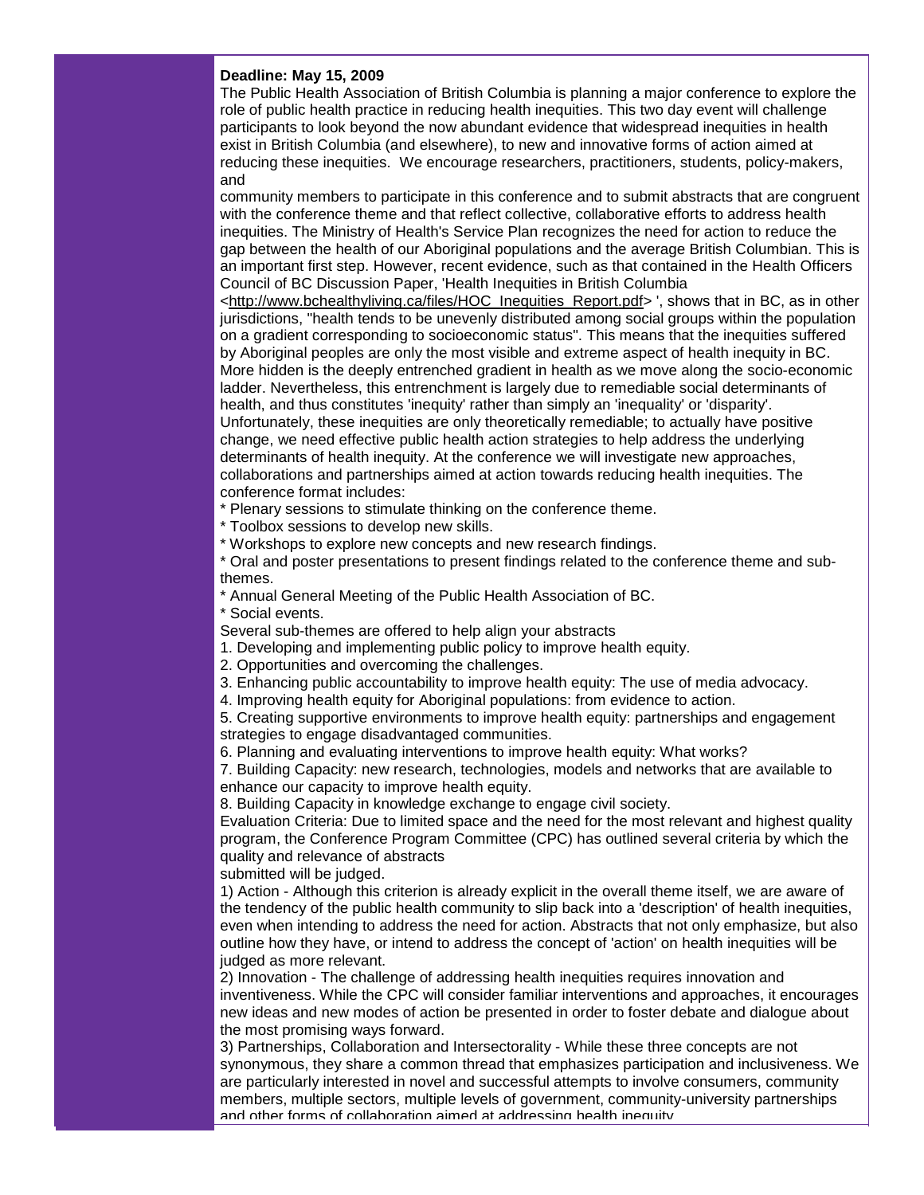**Deadline: May 15, 2009**

The Public Health Association of British Columbia is planning a major conference to explore the role of public health practice in reducing health inequities. This two day event will challenge participants to look beyond the now abundant evidence that widespread inequities in health exist in British Columbia (and elsewhere), to new and innovative forms of action aimed at reducing these inequities. We encourage researchers, practitioners, students, policy-makers, and community members to participate in this conference and to submit abstracts that are congruent with the conference theme and that reflect collective, collaborative efforts to address health inequities. The Ministry of Health's Service Plan recognizes the need for action to reduce the gap between the health of our Aboriginal populations and the average British Columbian. This is an important first step. However, recent evidence, such as that contained in the Health Officers Council of BC Discussion Paper, 'Health Inequities in British Columbia <http://www.bchealthyliving.ca/files/HOC_Inequities_Report.pdf> ', shows that in BC, as in other jurisdictions, "health tends to be unevenly distributed among social groups within the population on a gradient corresponding to socioeconomic status". This means that the inequities suffered by Aboriginal peoples are only the most visible and extreme aspect of health inequity in BC. More hidden is the deeply entrenched gradient in health as we move along the socio-economic ladder. Nevertheless, this entrenchment is largely due to remediable social determinants of health, and thus constitutes 'inequity' rather than simply an 'inequality' or 'disparity'. Unfortunately, these inequities are only theoretically remediable; to actually have positive change, we need effective public health action strategies to help address the underlying determinants of health inequity. At the conference we will investigate new approaches, collaborations and partnerships aimed at action towards reducing health inequities. The conference format includes:

* Plenary sessions to stimulate thinking on the conference theme.
* Toolbox sessions to develop new skills.
* Workshops to explore new concepts and new research findings.
* Oral and poster presentations to present findings related to the conference theme and sub-themes.
* Annual General Meeting of the Public Health Association of BC.
* Social events.

Several sub-themes are offered to help align your abstracts

1. Developing and implementing public policy to improve health equity.
2. Opportunities and overcoming the challenges.
3. Enhancing public accountability to improve health equity: The use of media advocacy.
4. Improving health equity for Aboriginal populations: from evidence to action.
5. Creating supportive environments to improve health equity: partnerships and engagement strategies to engage disadvantaged communities.
6. Planning and evaluating interventions to improve health equity: What works?
7. Building Capacity: new research, technologies, models and networks that are available to enhance our capacity to improve health equity.
8. Building Capacity in knowledge exchange to engage civil society.

Evaluation Criteria: Due to limited space and the need for the most relevant and highest quality program, the Conference Program Committee (CPC) has outlined several criteria by which the quality and relevance of abstracts submitted will be judged.

1) Action - Although this criterion is already explicit in the overall theme itself, we are aware of the tendency of the public health community to slip back into a 'description' of health inequities, even when intending to address the need for action. Abstracts that not only emphasize, but also outline how they have, or intend to address the concept of 'action' on health inequities will be judged as more relevant.

2) Innovation - The challenge of addressing health inequities requires innovation and inventiveness. While the CPC will consider familiar interventions and approaches, it encourages new ideas and new modes of action be presented in order to foster debate and dialogue about the most promising ways forward.

3) Partnerships, Collaboration and Intersectorality - While these three concepts are not synonymous, they share a common thread that emphasizes participation and inclusiveness. We are particularly interested in novel and successful attempts to involve consumers, community members, multiple sectors, multiple levels of government, community-university partnerships and other forms of collaboration aimed at addressing health inequity.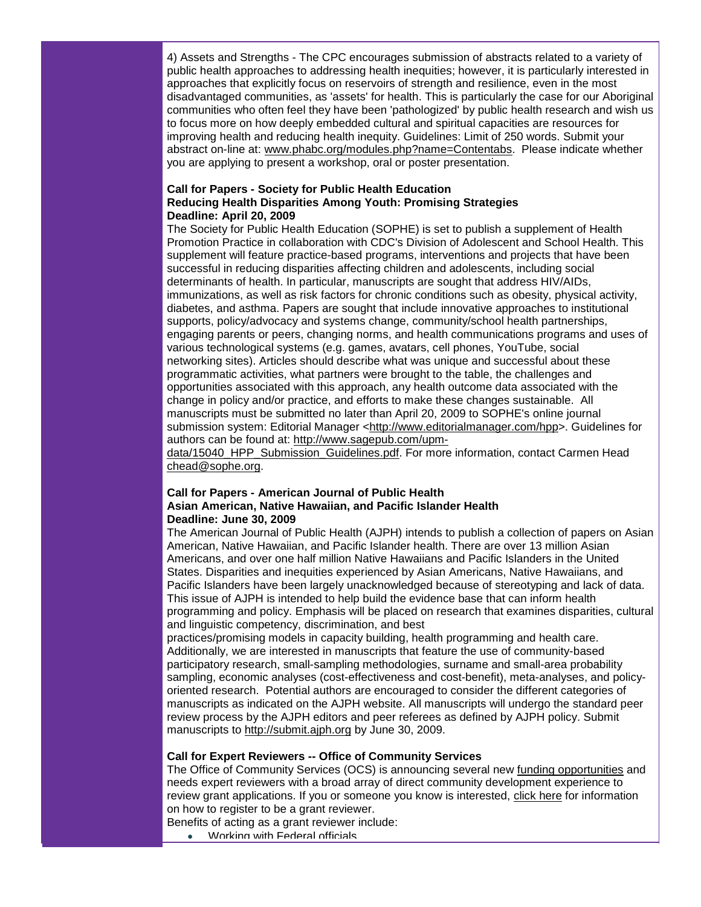4) Assets and Strengths - The CPC encourages submission of abstracts related to a variety of public health approaches to addressing health inequities; however, it is particularly interested in approaches that explicitly focus on reservoirs of strength and resilience, even in the most disadvantaged communities, as 'assets' for health. This is particularly the case for our Aboriginal communities who often feel they have been 'pathologized' by public health research and wish us to focus more on how deeply embedded cultural and spiritual capacities are resources for improving health and reducing health inequity. Guidelines: Limit of 250 words. Submit your abstract on-line at: www.phabc.org/modules.php?name=Contentabs. Please indicate whether you are applying to present a workshop, oral or poster presentation.

**Call for Papers - Society for Public Health Education**
**Reducing Health Disparities Among Youth: Promising Strategies**
**Deadline: April 20, 2009**

The Society for Public Health Education (SOPHE) is set to publish a supplement of Health Promotion Practice in collaboration with CDC's Division of Adolescent and School Health. This supplement will feature practice-based programs, interventions and projects that have been successful in reducing disparities affecting children and adolescents, including social determinants of health. In particular, manuscripts are sought that address HIV/AIDs, immunizations, as well as risk factors for chronic conditions such as obesity, physical activity, diabetes, and asthma. Papers are sought that include innovative approaches to institutional supports, policy/advocacy and systems change, community/school health partnerships, engaging parents or peers, changing norms, and health communications programs and uses of various technological systems (e.g. games, avatars, cell phones, YouTube, social networking sites). Articles should describe what was unique and successful about these programmatic activities, what partners were brought to the table, the challenges and opportunities associated with this approach, any health outcome data associated with the change in policy and/or practice, and efforts to make these changes sustainable. All manuscripts must be submitted no later than April 20, 2009 to SOPHE's online journal submission system: Editorial Manager <http://www.editorialmanager.com/hpp>. Guidelines for authors can be found at: http://www.sagepub.com/upm-data/15040_HPP_Submission_Guidelines.pdf. For more information, contact Carmen Head chead@sophe.org.

**Call for Papers - American Journal of Public Health**
**Asian American, Native Hawaiian, and Pacific Islander Health**
**Deadline: June 30, 2009**

The American Journal of Public Health (AJPH) intends to publish a collection of papers on Asian American, Native Hawaiian, and Pacific Islander health. There are over 13 million Asian Americans, and over one half million Native Hawaiians and Pacific Islanders in the United States. Disparities and inequities experienced by Asian Americans, Native Hawaiians, and Pacific Islanders have been largely unacknowledged because of stereotyping and lack of data. This issue of AJPH is intended to help build the evidence base that can inform health programming and policy. Emphasis will be placed on research that examines disparities, cultural and linguistic competency, discrimination, and best practices/promising models in capacity building, health programming and health care. Additionally, we are interested in manuscripts that feature the use of community-based participatory research, small-sampling methodologies, surname and small-area probability sampling, economic analyses (cost-effectiveness and cost-benefit), meta-analyses, and policy-oriented research. Potential authors are encouraged to consider the different categories of manuscripts as indicated on the AJPH website. All manuscripts will undergo the standard peer review process by the AJPH editors and peer referees as defined by AJPH policy. Submit manuscripts to http://submit.ajph.org by June 30, 2009.

**Call for Expert Reviewers -- Office of Community Services**

The Office of Community Services (OCS) is announcing several new funding opportunities and needs expert reviewers with a broad array of direct community development experience to review grant applications. If you or someone you know is interested, click here for information on how to register to be a grant reviewer.

Benefits of acting as a grant reviewer include:

- Working with Federal officials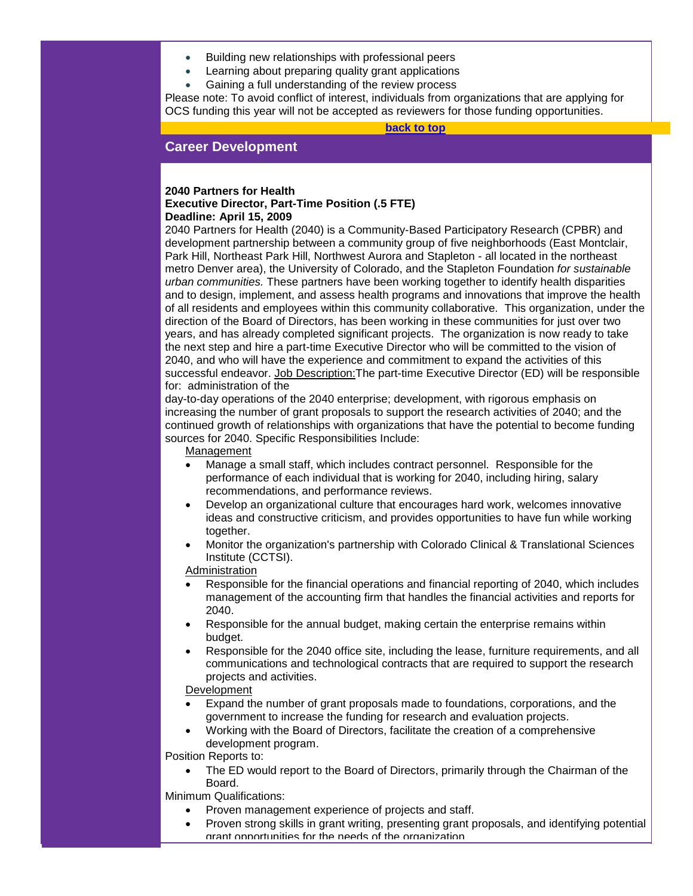- Building new relationships with professional peers
- Learning about preparing quality grant applications
- Gaining a full understanding of the review process

Please note: To avoid conflict of interest, individuals from organizations that are applying for OCS funding this year will not be accepted as reviewers for those funding opportunities.

back to top

## Career Development

**2040 Partners for Health**
**Executive Director, Part-Time Position (.5 FTE)**
**Deadline: April 15, 2009**

2040 Partners for Health (2040) is a Community-Based Participatory Research (CPBR) and development partnership between a community group of five neighborhoods (East Montclair, Park Hill, Northeast Park Hill, Northwest Aurora and Stapleton - all located in the northeast metro Denver area), the University of Colorado, and the Stapleton Foundation *for sustainable urban communities.* These partners have been working together to identify health disparities and to design, implement, and assess health programs and innovations that improve the health of all residents and employees within this community collaborative. This organization, under the direction of the Board of Directors, has been working in these communities for just over two years, and has already completed significant projects. The organization is now ready to take the next step and hire a part-time Executive Director who will be committed to the vision of 2040, and who will have the experience and commitment to expand the activities of this successful endeavor. Job Description:The part-time Executive Director (ED) will be responsible for: administration of the day-to-day operations of the 2040 enterprise; development, with rigorous emphasis on increasing the number of grant proposals to support the research activities of 2040; and the continued growth of relationships with organizations that have the potential to become funding sources for 2040. Specific Responsibilities Include:

Management

- Manage a small staff, which includes contract personnel. Responsible for the performance of each individual that is working for 2040, including hiring, salary recommendations, and performance reviews.
- Develop an organizational culture that encourages hard work, welcomes innovative ideas and constructive criticism, and provides opportunities to have fun while working together.
- Monitor the organization's partnership with Colorado Clinical & Translational Sciences Institute (CCTSI).

Administration

- Responsible for the financial operations and financial reporting of 2040, which includes management of the accounting firm that handles the financial activities and reports for 2040.
- Responsible for the annual budget, making certain the enterprise remains within budget.
- Responsible for the 2040 office site, including the lease, furniture requirements, and all communications and technological contracts that are required to support the research projects and activities.

Development

- Expand the number of grant proposals made to foundations, corporations, and the government to increase the funding for research and evaluation projects.
- Working with the Board of Directors, facilitate the creation of a comprehensive development program.

Position Reports to:

- The ED would report to the Board of Directors, primarily through the Chairman of the Board.

Minimum Qualifications:

- Proven management experience of projects and staff.
- Proven strong skills in grant writing, presenting grant proposals, and identifying potential grant opportunities for the needs of the organization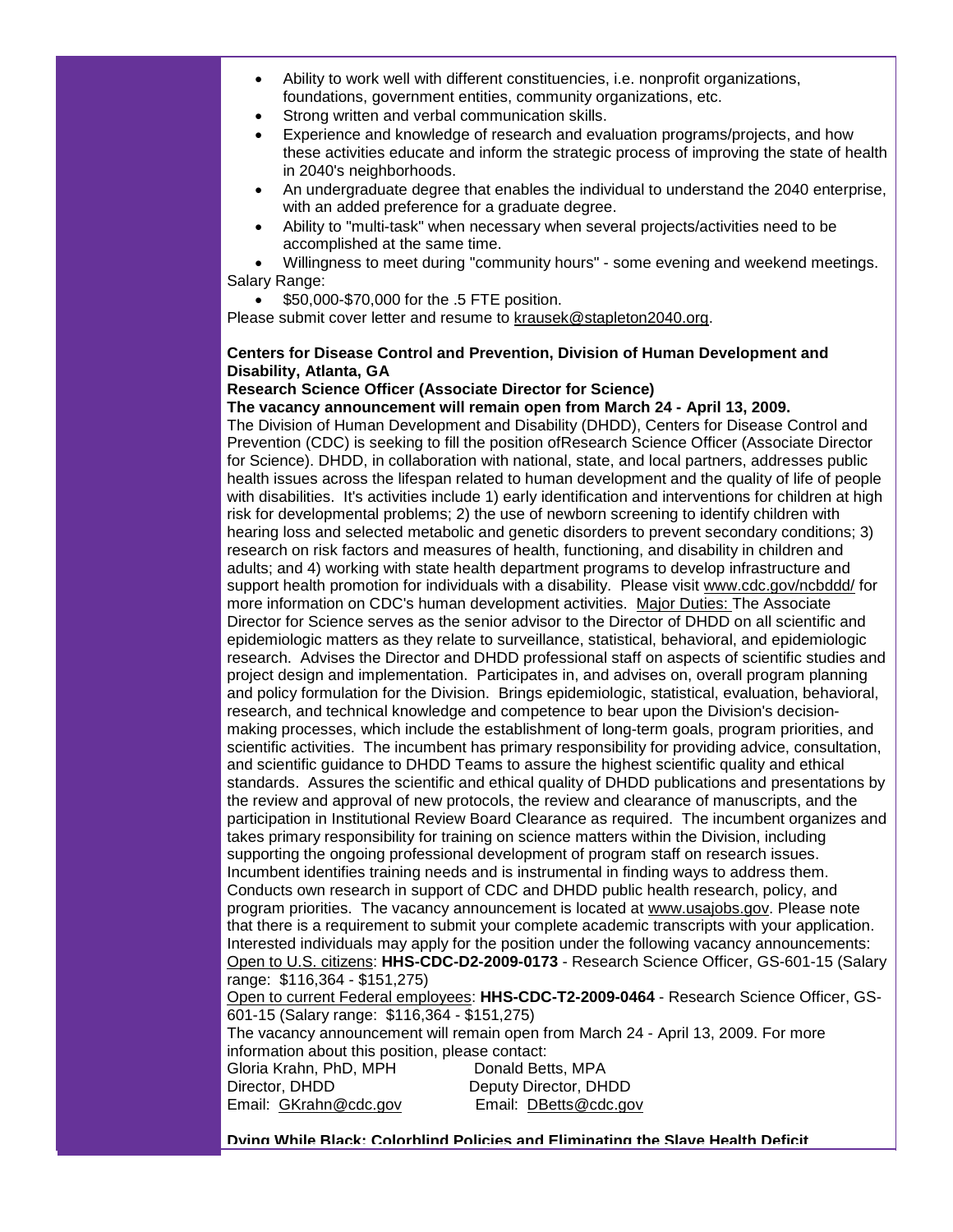- Ability to work well with different constituencies, i.e. nonprofit organizations, foundations, government entities, community organizations, etc.
- Strong written and verbal communication skills.
- Experience and knowledge of research and evaluation programs/projects, and how these activities educate and inform the strategic process of improving the state of health in 2040's neighborhoods.
- An undergraduate degree that enables the individual to understand the 2040 enterprise, with an added preference for a graduate degree.
- Ability to "multi-task" when necessary when several projects/activities need to be accomplished at the same time.
- Willingness to meet during "community hours" - some evening and weekend meetings.

Salary Range:

- $50,000-$70,000 for the .5 FTE position.

Please submit cover letter and resume to krausek@stapleton2040.org.

**Centers for Disease Control and Prevention, Division of Human Development and Disability, Atlanta, GA**
**Research Science Officer (Associate Director for Science)**
**The vacancy announcement will remain open from March 24 - April 13, 2009.**

The Division of Human Development and Disability (DHDD), Centers for Disease Control and Prevention (CDC) is seeking to fill the position ofResearch Science Officer (Associate Director for Science). DHDD, in collaboration with national, state, and local partners, addresses public health issues across the lifespan related to human development and the quality of life of people with disabilities. It's activities include 1) early identification and interventions for children at high risk for developmental problems; 2) the use of newborn screening to identify children with hearing loss and selected metabolic and genetic disorders to prevent secondary conditions; 3) research on risk factors and measures of health, functioning, and disability in children and adults; and 4) working with state health department programs to develop infrastructure and support health promotion for individuals with a disability. Please visit www.cdc.gov/ncbddd/ for more information on CDC's human development activities. Major Duties: The Associate Director for Science serves as the senior advisor to the Director of DHDD on all scientific and epidemiologic matters as they relate to surveillance, statistical, behavioral, and epidemiologic research. Advises the Director and DHDD professional staff on aspects of scientific studies and project design and implementation. Participates in, and advises on, overall program planning and policy formulation for the Division. Brings epidemiologic, statistical, evaluation, behavioral, research, and technical knowledge and competence to bear upon the Division's decision-making processes, which include the establishment of long-term goals, program priorities, and scientific activities. The incumbent has primary responsibility for providing advice, consultation, and scientific guidance to DHDD Teams to assure the highest scientific quality and ethical standards. Assures the scientific and ethical quality of DHDD publications and presentations by the review and approval of new protocols, the review and clearance of manuscripts, and the participation in Institutional Review Board Clearance as required. The incumbent organizes and takes primary responsibility for training on science matters within the Division, including supporting the ongoing professional development of program staff on research issues. Incumbent identifies training needs and is instrumental in finding ways to address them. Conducts own research in support of CDC and DHDD public health research, policy, and program priorities. The vacancy announcement is located at www.usajobs.gov. Please note that there is a requirement to submit your complete academic transcripts with your application. Interested individuals may apply for the position under the following vacancy announcements:
Open to U.S. citizens: **HHS-CDC-D2-2009-0173** - Research Science Officer, GS-601-15 (Salary range: $116,364 - $151,275)
Open to current Federal employees: **HHS-CDC-T2-2009-0464** - Research Science Officer, GS-601-15 (Salary range: $116,364 - $151,275)
The vacancy announcement will remain open from March 24 - April 13, 2009. For more information about this position, please contact:

Gloria Krahn, PhD, MPH
Director, DHDD
Email: GKrahn@cdc.gov

Donald Betts, MPA
Deputy Director, DHDD
Email: DBetts@cdc.gov

**Dying While Black: Colorblind Policies and Eliminating the Slave Health Deficit**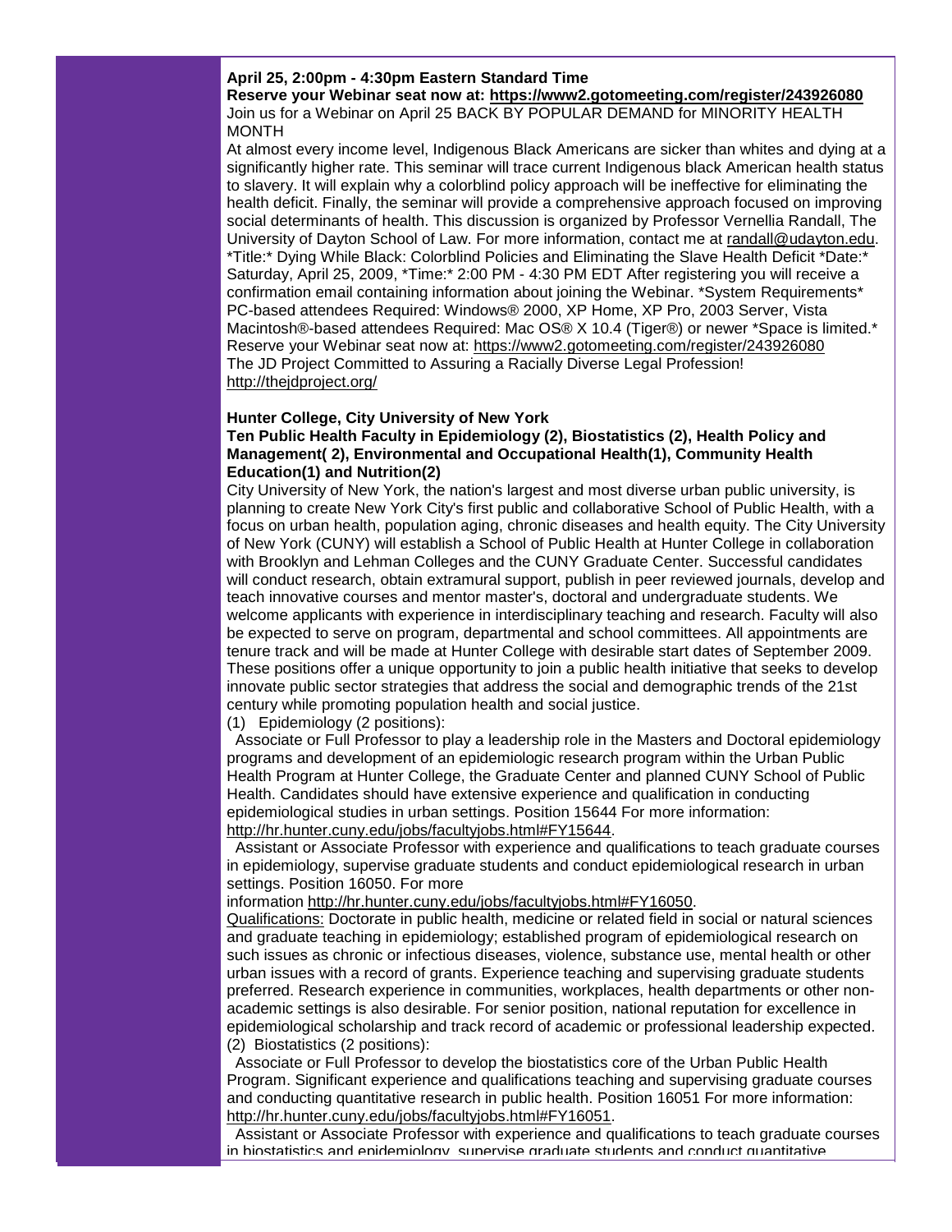**April 25, 2:00pm - 4:30pm Eastern Standard Time**
**Reserve your Webinar seat now at: https://www2.gotomeeting.com/register/243926080**
Join us for a Webinar on April 25 BACK BY POPULAR DEMAND for MINORITY HEALTH MONTH

At almost every income level, Indigenous Black Americans are sicker than whites and dying at a significantly higher rate. This seminar will trace current Indigenous black American health status to slavery. It will explain why a colorblind policy approach will be ineffective for eliminating the health deficit. Finally, the seminar will provide a comprehensive approach focused on improving social determinants of health. This discussion is organized by Professor Vernellia Randall, The University of Dayton School of Law. For more information, contact me at randall@udayton.edu. *Title:* Dying While Black: Colorblind Policies and Eliminating the Slave Health Deficit *Date:* Saturday, April 25, 2009, *Time:* 2:00 PM - 4:30 PM EDT After registering you will receive a confirmation email containing information about joining the Webinar. *System Requirements* PC-based attendees Required: Windows® 2000, XP Home, XP Pro, 2003 Server, Vista Macintosh®-based attendees Required: Mac OS® X 10.4 (Tiger®) or newer *Space is limited.* Reserve your Webinar seat now at: https://www2.gotomeeting.com/register/243926080
The JD Project Committed to Assuring a Racially Diverse Legal Profession!
http://thejdproject.org/

**Hunter College, City University of New York**
**Ten Public Health Faculty in Epidemiology (2), Biostatistics (2), Health Policy and Management( 2), Environmental and Occupational Health(1), Community Health Education(1) and Nutrition(2)**

City University of New York, the nation's largest and most diverse urban public university, is planning to create New York City's first public and collaborative School of Public Health, with a focus on urban health, population aging, chronic diseases and health equity. The City University of New York (CUNY) will establish a School of Public Health at Hunter College in collaboration with Brooklyn and Lehman Colleges and the CUNY Graduate Center. Successful candidates will conduct research, obtain extramural support, publish in peer reviewed journals, develop and teach innovative courses and mentor master's, doctoral and undergraduate students. We welcome applicants with experience in interdisciplinary teaching and research. Faculty will also be expected to serve on program, departmental and school committees. All appointments are tenure track and will be made at Hunter College with desirable start dates of September 2009. These positions offer a unique opportunity to join a public health initiative that seeks to develop innovate public sector strategies that address the social and demographic trends of the 21st century while promoting population health and social justice.

(1) Epidemiology (2 positions):

Associate or Full Professor to play a leadership role in the Masters and Doctoral epidemiology programs and development of an epidemiologic research program within the Urban Public Health Program at Hunter College, the Graduate Center and planned CUNY School of Public Health. Candidates should have extensive experience and qualification in conducting epidemiological studies in urban settings. Position 15644 For more information: http://hr.hunter.cuny.edu/jobs/facultyjobs.html#FY15644.

Assistant or Associate Professor with experience and qualifications to teach graduate courses in epidemiology, supervise graduate students and conduct epidemiological research in urban settings. Position 16050. For more information http://hr.hunter.cuny.edu/jobs/facultyjobs.html#FY16050.

Qualifications: Doctorate in public health, medicine or related field in social or natural sciences and graduate teaching in epidemiology; established program of epidemiological research on such issues as chronic or infectious diseases, violence, substance use, mental health or other urban issues with a record of grants. Experience teaching and supervising graduate students preferred. Research experience in communities, workplaces, health departments or other non-academic settings is also desirable. For senior position, national reputation for excellence in epidemiological scholarship and track record of academic or professional leadership expected.

(2) Biostatistics (2 positions):

Associate or Full Professor to develop the biostatistics core of the Urban Public Health Program. Significant experience and qualifications teaching and supervising graduate courses and conducting quantitative research in public health. Position 16051 For more information: http://hr.hunter.cuny.edu/jobs/facultyjobs.html#FY16051.

Assistant or Associate Professor with experience and qualifications to teach graduate courses in biostatistics and epidemiology, supervise graduate students and conduct quantitative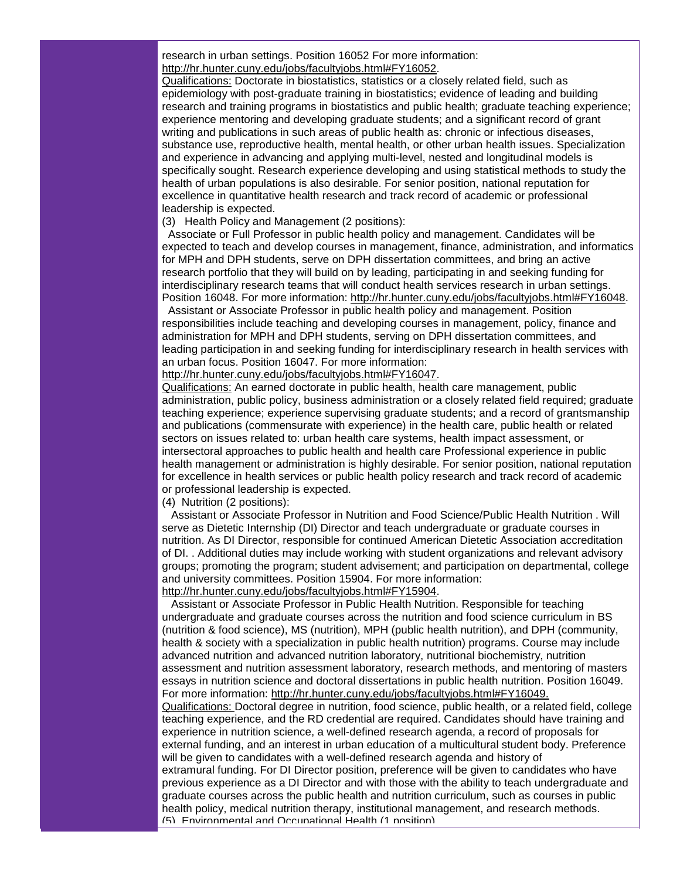research in urban settings. Position 16052 For more information: http://hr.hunter.cuny.edu/jobs/facultyjobs.html#FY16052.

Qualifications: Doctorate in biostatistics, statistics or a closely related field, such as epidemiology with post-graduate training in biostatistics; evidence of leading and building research and training programs in biostatistics and public health; graduate teaching experience; experience mentoring and developing graduate students; and a significant record of grant writing and publications in such areas of public health as: chronic or infectious diseases, substance use, reproductive health, mental health, or other urban health issues. Specialization and experience in advancing and applying multi-level, nested and longitudinal models is specifically sought. Research experience developing and using statistical methods to study the health of urban populations is also desirable. For senior position, national reputation for excellence in quantitative health research and track record of academic or professional leadership is expected.

(3) Health Policy and Management (2 positions):

Associate or Full Professor in public health policy and management. Candidates will be expected to teach and develop courses in management, finance, administration, and informatics for MPH and DPH students, serve on DPH dissertation committees, and bring an active research portfolio that they will build on by leading, participating in and seeking funding for interdisciplinary research teams that will conduct health services research in urban settings. Position 16048. For more information: http://hr.hunter.cuny.edu/jobs/facultyjobs.html#FY16048.

Assistant or Associate Professor in public health policy and management. Position responsibilities include teaching and developing courses in management, policy, finance and administration for MPH and DPH students, serving on DPH dissertation committees, and leading participation in and seeking funding for interdisciplinary research in health services with an urban focus. Position 16047. For more information: http://hr.hunter.cuny.edu/jobs/facultyjobs.html#FY16047.

Qualifications: An earned doctorate in public health, health care management, public administration, public policy, business administration or a closely related field required; graduate teaching experience; experience supervising graduate students; and a record of grantsmanship and publications (commensurate with experience) in the health care, public health or related sectors on issues related to: urban health care systems, health impact assessment, or intersectoral approaches to public health and health care Professional experience in public health management or administration is highly desirable. For senior position, national reputation for excellence in health services or public health policy research and track record of academic or professional leadership is expected.

(4) Nutrition (2 positions):

Assistant or Associate Professor in Nutrition and Food Science/Public Health Nutrition . Will serve as Dietetic Internship (DI) Director and teach undergraduate or graduate courses in nutrition. As DI Director, responsible for continued American Dietetic Association accreditation of DI. . Additional duties may include working with student organizations and relevant advisory groups; promoting the program; student advisement; and participation on departmental, college and university committees. Position 15904. For more information: http://hr.hunter.cuny.edu/jobs/facultyjobs.html#FY15904.

Assistant or Associate Professor in Public Health Nutrition. Responsible for teaching undergraduate and graduate courses across the nutrition and food science curriculum in BS (nutrition & food science), MS (nutrition), MPH (public health nutrition), and DPH (community, health & society with a specialization in public health nutrition) programs. Course may include advanced nutrition and advanced nutrition laboratory, nutritional biochemistry, nutrition assessment and nutrition assessment laboratory, research methods, and mentoring of masters essays in nutrition science and doctoral dissertations in public health nutrition. Position 16049. For more information: http://hr.hunter.cuny.edu/jobs/facultyjobs.html#FY16049.

Qualifications: Doctoral degree in nutrition, food science, public health, or a related field, college teaching experience, and the RD credential are required. Candidates should have training and experience in nutrition science, a well-defined research agenda, a record of proposals for external funding, and an interest in urban education of a multicultural student body. Preference will be given to candidates with a well-defined research agenda and history of extramural funding. For DI Director position, preference will be given to candidates who have previous experience as a DI Director and with those with the ability to teach undergraduate and graduate courses across the public health and nutrition curriculum, such as courses in public health policy, medical nutrition therapy, institutional management, and research methods.

(5) Environmental and Occupational Health (1 position)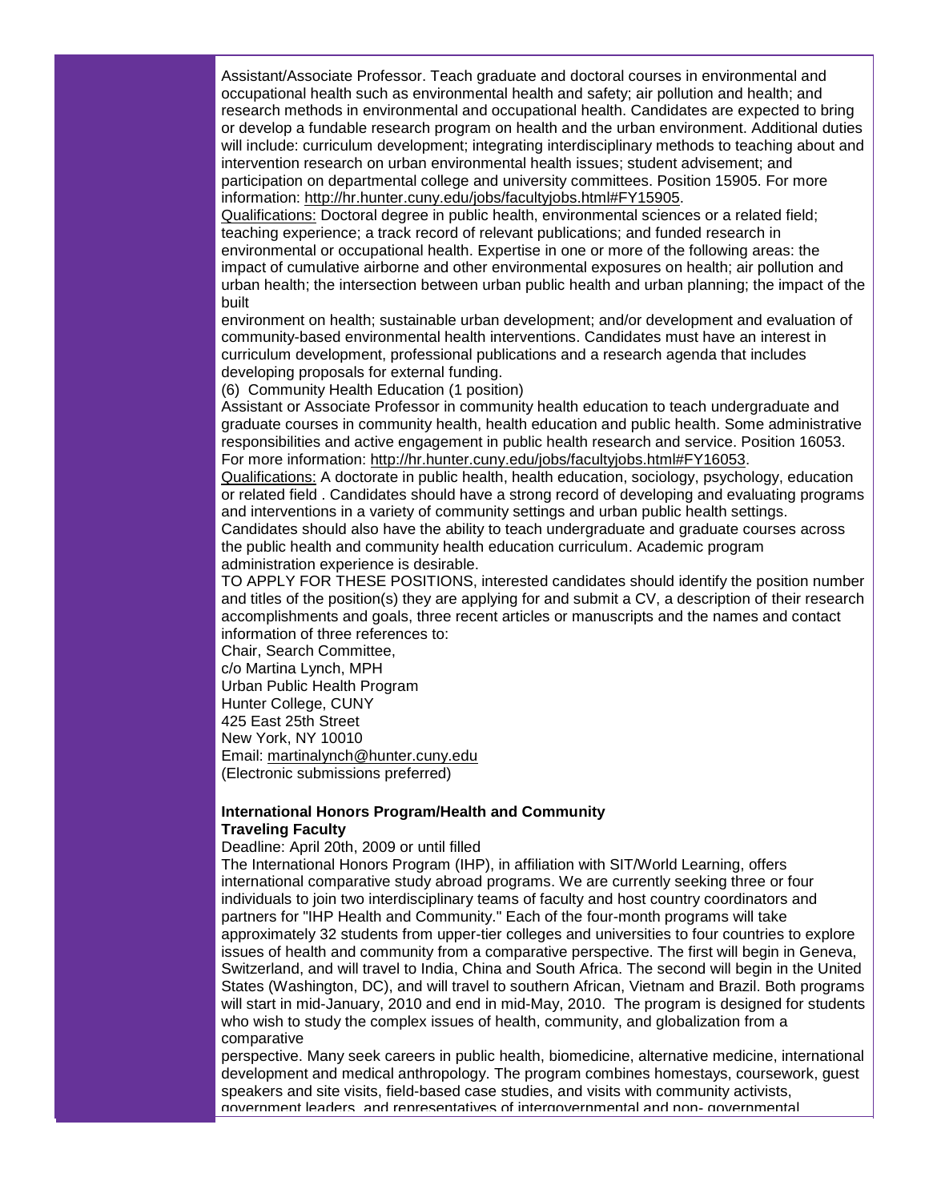Assistant/Associate Professor. Teach graduate and doctoral courses in environmental and occupational health such as environmental health and safety; air pollution and health; and research methods in environmental and occupational health. Candidates are expected to bring or develop a fundable research program on health and the urban environment. Additional duties will include: curriculum development; integrating interdisciplinary methods to teaching about and intervention research on urban environmental health issues; student advisement; and participation on departmental college and university committees. Position 15905. For more information: http://hr.hunter.cuny.edu/jobs/facultyjobs.html#FY15905.

Qualifications: Doctoral degree in public health, environmental sciences or a related field; teaching experience; a track record of relevant publications; and funded research in environmental or occupational health. Expertise in one or more of the following areas: the impact of cumulative airborne and other environmental exposures on health; air pollution and urban health; the intersection between urban public health and urban planning; the impact of the built environment on health; sustainable urban development; and/or development and evaluation of community-based environmental health interventions. Candidates must have an interest in curriculum development, professional publications and a research agenda that includes developing proposals for external funding.

(6) Community Health Education (1 position)

Assistant or Associate Professor in community health education to teach undergraduate and graduate courses in community health, health education and public health. Some administrative responsibilities and active engagement in public health research and service. Position 16053. For more information: http://hr.hunter.cuny.edu/jobs/facultyjobs.html#FY16053.

Qualifications: A doctorate in public health, health education, sociology, psychology, education or related field . Candidates should have a strong record of developing and evaluating programs and interventions in a variety of community settings and urban public health settings. Candidates should also have the ability to teach undergraduate and graduate courses across the public health and community health education curriculum. Academic program administration experience is desirable.

TO APPLY FOR THESE POSITIONS, interested candidates should identify the position number and titles of the position(s) they are applying for and submit a CV, a description of their research accomplishments and goals, three recent articles or manuscripts and the names and contact information of three references to:

Chair, Search Committee,
c/o Martina Lynch, MPH
Urban Public Health Program
Hunter College, CUNY
425 East 25th Street
New York, NY 10010
Email: martinalynch@hunter.cuny.edu
(Electronic submissions preferred)

**International Honors Program/Health and Community**
**Traveling Faculty**

Deadline: April 20th, 2009 or until filled

The International Honors Program (IHP), in affiliation with SIT/World Learning, offers international comparative study abroad programs. We are currently seeking three or four individuals to join two interdisciplinary teams of faculty and host country coordinators and partners for "IHP Health and Community." Each of the four-month programs will take approximately 32 students from upper-tier colleges and universities to four countries to explore issues of health and community from a comparative perspective. The first will begin in Geneva, Switzerland, and will travel to India, China and South Africa. The second will begin in the United States (Washington, DC), and will travel to southern African, Vietnam and Brazil. Both programs will start in mid-January, 2010 and end in mid-May, 2010. The program is designed for students who wish to study the complex issues of health, community, and globalization from a comparative perspective. Many seek careers in public health, biomedicine, alternative medicine, international development and medical anthropology. The program combines homestays, coursework, guest speakers and site visits, field-based case studies, and visits with community activists, government leaders, and representatives of intergovernmental and non- governmental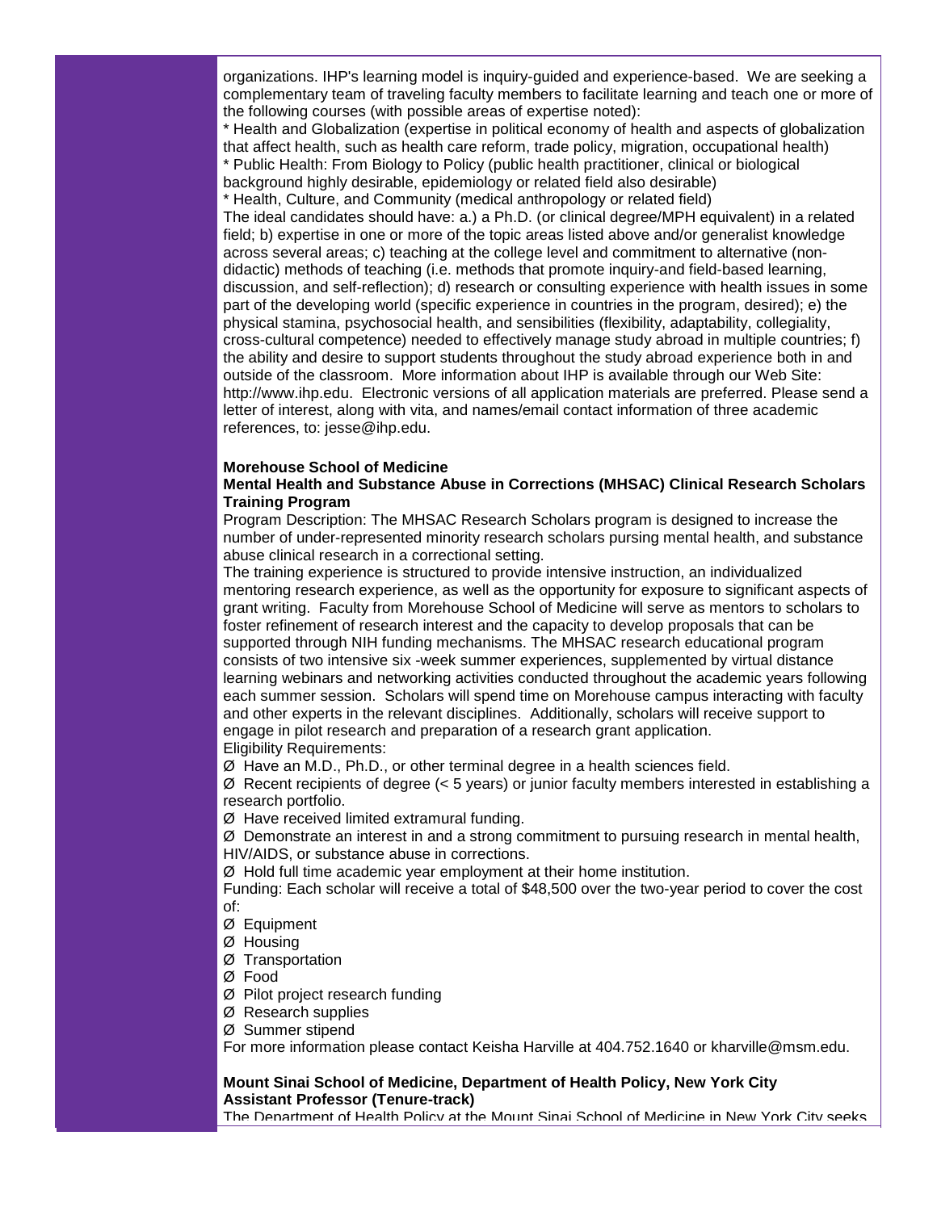organizations. IHP's learning model is inquiry-guided and experience-based. We are seeking a complementary team of traveling faculty members to facilitate learning and teach one or more of the following courses (with possible areas of expertise noted):

* Health and Globalization (expertise in political economy of health and aspects of globalization that affect health, such as health care reform, trade policy, migration, occupational health)
* Public Health: From Biology to Policy (public health practitioner, clinical or biological background highly desirable, epidemiology or related field also desirable)
* Health, Culture, and Community (medical anthropology or related field)

The ideal candidates should have: a.) a Ph.D. (or clinical degree/MPH equivalent) in a related field; b) expertise in one or more of the topic areas listed above and/or generalist knowledge across several areas; c) teaching at the college level and commitment to alternative (non-didactic) methods of teaching (i.e. methods that promote inquiry-and field-based learning, discussion, and self-reflection); d) research or consulting experience with health issues in some part of the developing world (specific experience in countries in the program, desired); e) the physical stamina, psychosocial health, and sensibilities (flexibility, adaptability, collegiality, cross-cultural competence) needed to effectively manage study abroad in multiple countries; f) the ability and desire to support students throughout the study abroad experience both in and outside of the classroom. More information about IHP is available through our Web Site: http://www.ihp.edu. Electronic versions of all application materials are preferred. Please send a letter of interest, along with vita, and names/email contact information of three academic references, to: jesse@ihp.edu.

**Morehouse School of Medicine**
**Mental Health and Substance Abuse in Corrections (MHSAC) Clinical Research Scholars Training Program**

Program Description: The MHSAC Research Scholars program is designed to increase the number of under-represented minority research scholars pursing mental health, and substance abuse clinical research in a correctional setting.

The training experience is structured to provide intensive instruction, an individualized mentoring research experience, as well as the opportunity for exposure to significant aspects of grant writing. Faculty from Morehouse School of Medicine will serve as mentors to scholars to foster refinement of research interest and the capacity to develop proposals that can be supported through NIH funding mechanisms. The MHSAC research educational program consists of two intensive six -week summer experiences, supplemented by virtual distance learning webinars and networking activities conducted throughout the academic years following each summer session. Scholars will spend time on Morehouse campus interacting with faculty and other experts in the relevant disciplines. Additionally, scholars will receive support to engage in pilot research and preparation of a research grant application.

Eligibility Requirements:

- Have an M.D., Ph.D., or other terminal degree in a health sciences field.
- Recent recipients of degree (< 5 years) or junior faculty members interested in establishing a research portfolio.
- Have received limited extramural funding.
- Demonstrate an interest in and a strong commitment to pursuing research in mental health, HIV/AIDS, or substance abuse in corrections.
- Hold full time academic year employment at their home institution.

Funding: Each scholar will receive a total of $48,500 over the two-year period to cover the cost of:

- Equipment
- Housing
- Transportation
- Food
- Pilot project research funding
- Research supplies
- Summer stipend

For more information please contact Keisha Harville at 404.752.1640 or kharville@msm.edu.

**Mount Sinai School of Medicine, Department of Health Policy, New York City**
**Assistant Professor (Tenure-track)**

The Department of Health Policy at the Mount Sinai School of Medicine in New York City seeks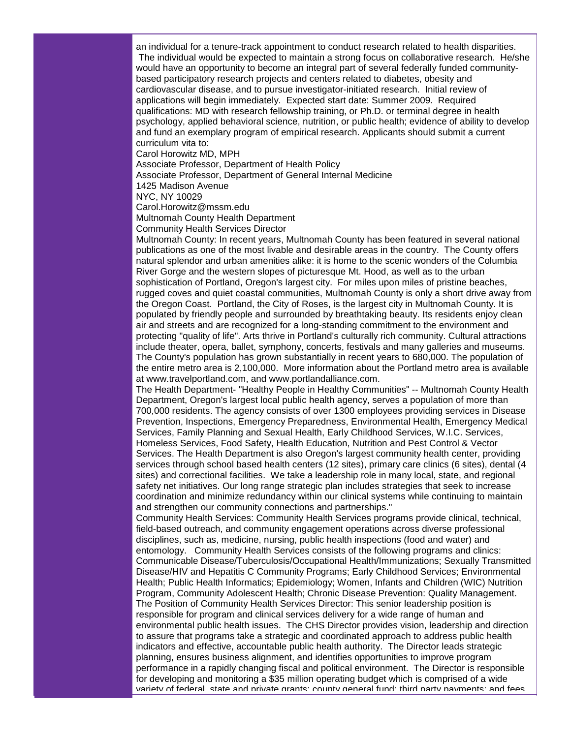an individual for a tenure-track appointment to conduct research related to health disparities. The individual would be expected to maintain a strong focus on collaborative research. He/she would have an opportunity to become an integral part of several federally funded community-based participatory research projects and centers related to diabetes, obesity and cardiovascular disease, and to pursue investigator-initiated research. Initial review of applications will begin immediately. Expected start date: Summer 2009. Required qualifications: MD with research fellowship training, or Ph.D. or terminal degree in health psychology, applied behavioral science, nutrition, or public health; evidence of ability to develop and fund an exemplary program of empirical research. Applicants should submit a current curriculum vita to:

Carol Horowitz MD, MPH
Associate Professor, Department of Health Policy
Associate Professor, Department of General Internal Medicine
1425 Madison Avenue
NYC, NY 10029
Carol.Horowitz@mssm.edu

Multnomah County Health Department
Community Health Services Director

Multnomah County: In recent years, Multnomah County has been featured in several national publications as one of the most livable and desirable areas in the country. The County offers natural splendor and urban amenities alike: it is home to the scenic wonders of the Columbia River Gorge and the western slopes of picturesque Mt. Hood, as well as to the urban sophistication of Portland, Oregon's largest city. For miles upon miles of pristine beaches, rugged coves and quiet coastal communities, Multnomah County is only a short drive away from the Oregon Coast. Portland, the City of Roses, is the largest city in Multnomah County. It is populated by friendly people and surrounded by breathtaking beauty. Its residents enjoy clean air and streets and are recognized for a long-standing commitment to the environment and protecting "quality of life". Arts thrive in Portland's culturally rich community. Cultural attractions include theater, opera, ballet, symphony, concerts, festivals and many galleries and museums. The County's population has grown substantially in recent years to 680,000. The population of the entire metro area is 2,100,000. More information about the Portland metro area is available at www.travelportland.com, and www.portlandalliance.com.

The Health Department- "Healthy People in Healthy Communities" -- Multnomah County Health Department, Oregon's largest local public health agency, serves a population of more than 700,000 residents. The agency consists of over 1300 employees providing services in Disease Prevention, Inspections, Emergency Preparedness, Environmental Health, Emergency Medical Services, Family Planning and Sexual Health, Early Childhood Services, W.I.C. Services, Homeless Services, Food Safety, Health Education, Nutrition and Pest Control & Vector Services. The Health Department is also Oregon's largest community health center, providing services through school based health centers (12 sites), primary care clinics (6 sites), dental (4 sites) and correctional facilities. We take a leadership role in many local, state, and regional safety net initiatives. Our long range strategic plan includes strategies that seek to increase coordination and minimize redundancy within our clinical systems while continuing to maintain and strengthen our community connections and partnerships."

Community Health Services: Community Health Services programs provide clinical, technical, field-based outreach, and community engagement operations across diverse professional disciplines, such as, medicine, nursing, public health inspections (food and water) and entomology. Community Health Services consists of the following programs and clinics: Communicable Disease/Tuberculosis/Occupational Health/Immunizations; Sexually Transmitted Disease/HIV and Hepatitis C Community Programs; Early Childhood Services; Environmental Health; Public Health Informatics; Epidemiology; Women, Infants and Children (WIC) Nutrition Program, Community Adolescent Health; Chronic Disease Prevention: Quality Management.

The Position of Community Health Services Director: This senior leadership position is responsible for program and clinical services delivery for a wide range of human and environmental public health issues. The CHS Director provides vision, leadership and direction to assure that programs take a strategic and coordinated approach to address public health indicators and effective, accountable public health authority. The Director leads strategic planning, ensures business alignment, and identifies opportunities to improve program performance in a rapidly changing fiscal and political environment. The Director is responsible for developing and monitoring a $35 million operating budget which is comprised of a wide variety of federal, state and private grants; county general fund; third party payments; and fees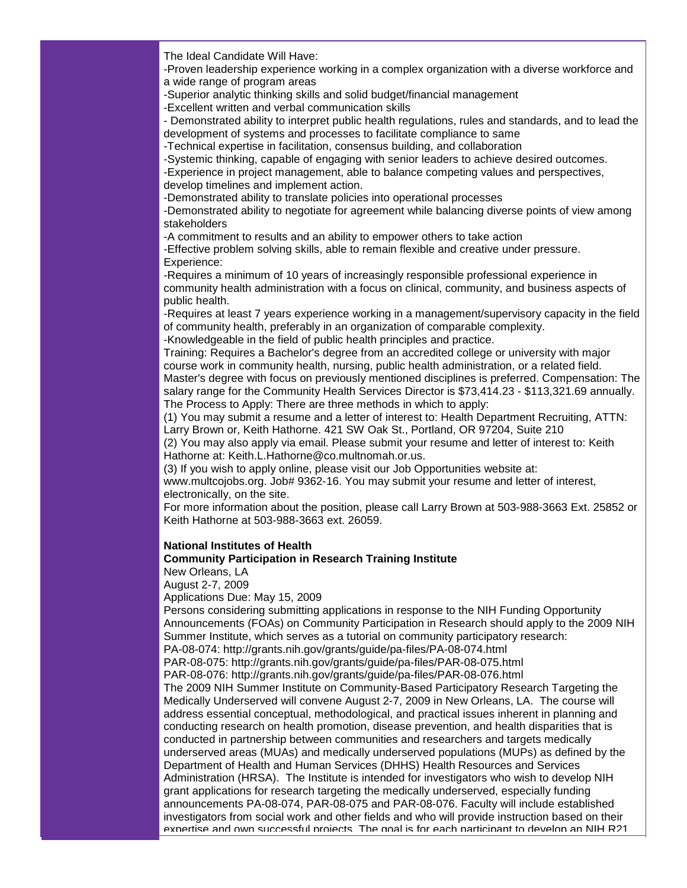The Ideal Candidate Will Have:

-Proven leadership experience working in a complex organization with a diverse workforce and a wide range of program areas

-Superior analytic thinking skills and solid budget/financial management

-Excellent written and verbal communication skills

- Demonstrated ability to interpret public health regulations, rules and standards, and to lead the development of systems and processes to facilitate compliance to same

-Technical expertise in facilitation, consensus building, and collaboration

-Systemic thinking, capable of engaging with senior leaders to achieve desired outcomes.

-Experience in project management, able to balance competing values and perspectives, develop timelines and implement action.

-Demonstrated ability to translate policies into operational processes

-Demonstrated ability to negotiate for agreement while balancing diverse points of view among stakeholders

-A commitment to results and an ability to empower others to take action

-Effective problem solving skills, able to remain flexible and creative under pressure.

Experience:

-Requires a minimum of 10 years of increasingly responsible professional experience in community health administration with a focus on clinical, community, and business aspects of public health.

-Requires at least 7 years experience working in a management/supervisory capacity in the field of community health, preferably in an organization of comparable complexity.

-Knowledgeable in the field of public health principles and practice.

Training: Requires a Bachelor's degree from an accredited college or university with major course work in community health, nursing, public health administration, or a related field. Master's degree with focus on previously mentioned disciplines is preferred. Compensation: The salary range for the Community Health Services Director is $73,414.23 - $113,321.69 annually.

The Process to Apply: There are three methods in which to apply:

(1) You may submit a resume and a letter of interest to: Health Department Recruiting, ATTN: Larry Brown or, Keith Hathorne. 421 SW Oak St., Portland, OR 97204, Suite 210

(2) You may also apply via email. Please submit your resume and letter of interest to: Keith Hathorne at: Keith.L.Hathorne@co.multnomah.or.us.

(3) If you wish to apply online, please visit our Job Opportunities website at: www.multcojobs.org. Job# 9362-16. You may submit your resume and letter of interest, electronically, on the site.

For more information about the position, please call Larry Brown at 503-988-3663 Ext. 25852 or Keith Hathorne at 503-988-3663 ext. 26059.

**National Institutes of Health**
**Community Participation in Research Training Institute**

New Orleans, LA
August 2-7, 2009
Applications Due: May 15, 2009

Persons considering submitting applications in response to the NIH Funding Opportunity Announcements (FOAs) on Community Participation in Research should apply to the 2009 NIH Summer Institute, which serves as a tutorial on community participatory research:

PA-08-074: http://grants.nih.gov/grants/guide/pa-files/PA-08-074.html
PAR-08-075: http://grants.nih.gov/grants/guide/pa-files/PAR-08-075.html
PAR-08-076: http://grants.nih.gov/grants/guide/pa-files/PAR-08-076.html

The 2009 NIH Summer Institute on Community-Based Participatory Research Targeting the Medically Underserved will convene August 2-7, 2009 in New Orleans, LA. The course will address essential conceptual, methodological, and practical issues inherent in planning and conducting research on health promotion, disease prevention, and health disparities that is conducted in partnership between communities and researchers and targets medically underserved areas (MUAs) and medically underserved populations (MUPs) as defined by the Department of Health and Human Services (DHHS) Health Resources and Services Administration (HRSA). The Institute is intended for investigators who wish to develop NIH grant applications for research targeting the medically underserved, especially funding announcements PA-08-074, PAR-08-075 and PAR-08-076. Faculty will include established investigators from social work and other fields and who will provide instruction based on their expertise and own successful projects. The goal is for each participant to develop an NIH R21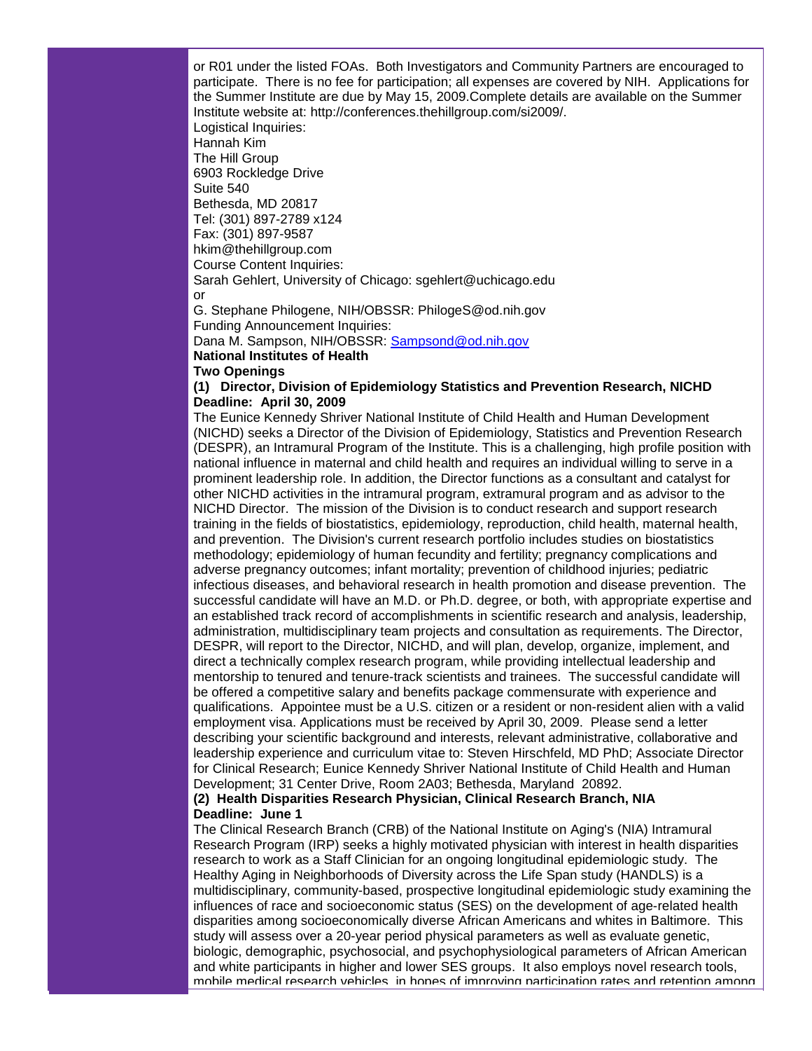or R01 under the listed FOAs. Both Investigators and Community Partners are encouraged to participate. There is no fee for participation; all expenses are covered by NIH. Applications for the Summer Institute are due by May 15, 2009.Complete details are available on the Summer Institute website at: http://conferences.thehillgroup.com/si2009/.

Logistical Inquiries:
Hannah Kim
The Hill Group
6903 Rockledge Drive
Suite 540
Bethesda, MD 20817
Tel: (301) 897-2789 x124
Fax: (301) 897-9587
hkim@thehillgroup.com

Course Content Inquiries:
Sarah Gehlert, University of Chicago: sgehlert@uchicago.edu
or
G. Stephane Philogene, NIH/OBSSR: PhilogeS@od.nih.gov

Funding Announcement Inquiries:
Dana M. Sampson, NIH/OBSSR: Sampsond@od.nih.gov

**National Institutes of Health**
**Two Openings**

**(1) Director, Division of Epidemiology Statistics and Prevention Research, NICHD**
**Deadline: April 30, 2009**

The Eunice Kennedy Shriver National Institute of Child Health and Human Development (NICHD) seeks a Director of the Division of Epidemiology, Statistics and Prevention Research (DESPR), an Intramural Program of the Institute. This is a challenging, high profile position with national influence in maternal and child health and requires an individual willing to serve in a prominent leadership role. In addition, the Director functions as a consultant and catalyst for other NICHD activities in the intramural program, extramural program and as advisor to the NICHD Director. The mission of the Division is to conduct research and support research training in the fields of biostatistics, epidemiology, reproduction, child health, maternal health, and prevention. The Division's current research portfolio includes studies on biostatistics methodology; epidemiology of human fecundity and fertility; pregnancy complications and adverse pregnancy outcomes; infant mortality; prevention of childhood injuries; pediatric infectious diseases, and behavioral research in health promotion and disease prevention. The successful candidate will have an M.D. or Ph.D. degree, or both, with appropriate expertise and an established track record of accomplishments in scientific research and analysis, leadership, administration, multidisciplinary team projects and consultation as requirements. The Director, DESPR, will report to the Director, NICHD, and will plan, develop, organize, implement, and direct a technically complex research program, while providing intellectual leadership and mentorship to tenured and tenure-track scientists and trainees. The successful candidate will be offered a competitive salary and benefits package commensurate with experience and qualifications. Appointee must be a U.S. citizen or a resident or non-resident alien with a valid employment visa. Applications must be received by April 30, 2009. Please send a letter describing your scientific background and interests, relevant administrative, collaborative and leadership experience and curriculum vitae to: Steven Hirschfeld, MD PhD; Associate Director for Clinical Research; Eunice Kennedy Shriver National Institute of Child Health and Human Development; 31 Center Drive, Room 2A03; Bethesda, Maryland 20892.

**(2) Health Disparities Research Physician, Clinical Research Branch, NIA**
**Deadline: June 1**

The Clinical Research Branch (CRB) of the National Institute on Aging's (NIA) Intramural Research Program (IRP) seeks a highly motivated physician with interest in health disparities research to work as a Staff Clinician for an ongoing longitudinal epidemiologic study. The Healthy Aging in Neighborhoods of Diversity across the Life Span study (HANDLS) is a multidisciplinary, community-based, prospective longitudinal epidemiologic study examining the influences of race and socioeconomic status (SES) on the development of age-related health disparities among socioeconomically diverse African Americans and whites in Baltimore. This study will assess over a 20-year period physical parameters as well as evaluate genetic, biologic, demographic, psychosocial, and psychophysiological parameters of African American and white participants in higher and lower SES groups. It also employs novel research tools, mobile medical research vehicles, in hopes of improving participation rates and retention among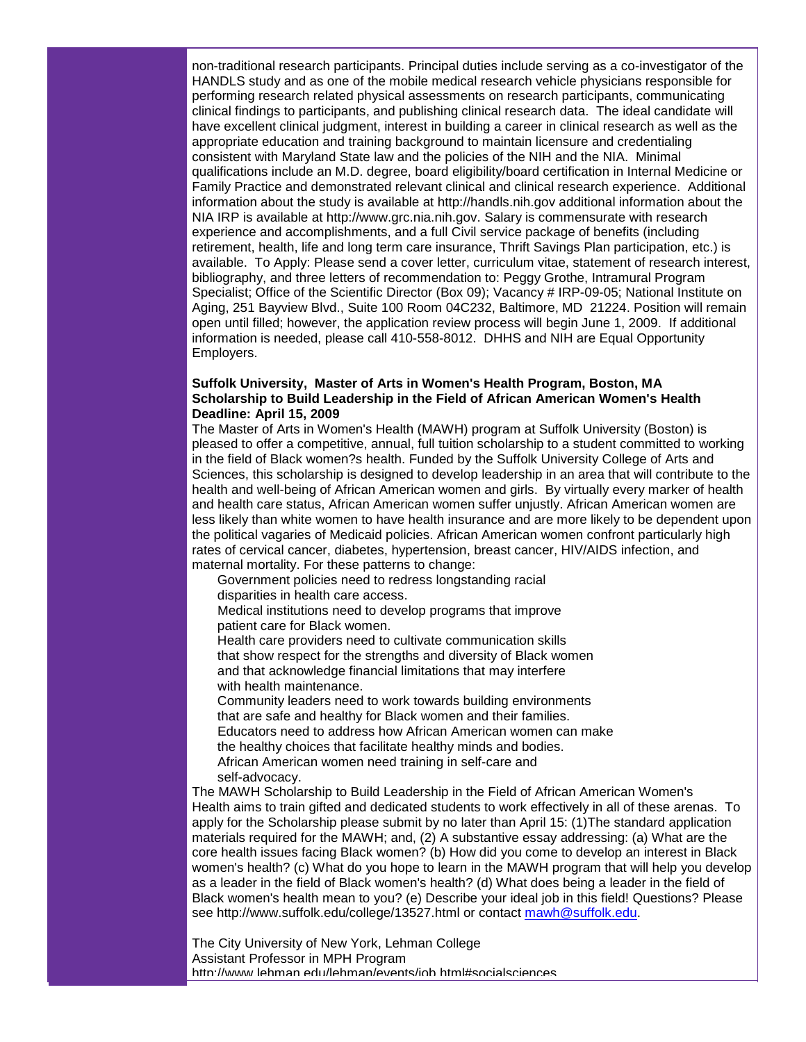non-traditional research participants. Principal duties include serving as a co-investigator of the HANDLS study and as one of the mobile medical research vehicle physicians responsible for performing research related physical assessments on research participants, communicating clinical findings to participants, and publishing clinical research data. The ideal candidate will have excellent clinical judgment, interest in building a career in clinical research as well as the appropriate education and training background to maintain licensure and credentialing consistent with Maryland State law and the policies of the NIH and the NIA. Minimal qualifications include an M.D. degree, board eligibility/board certification in Internal Medicine or Family Practice and demonstrated relevant clinical and clinical research experience. Additional information about the study is available at http://handls.nih.gov additional information about the NIA IRP is available at http://www.grc.nia.nih.gov. Salary is commensurate with research experience and accomplishments, and a full Civil service package of benefits (including retirement, health, life and long term care insurance, Thrift Savings Plan participation, etc.) is available. To Apply: Please send a cover letter, curriculum vitae, statement of research interest, bibliography, and three letters of recommendation to: Peggy Grothe, Intramural Program Specialist; Office of the Scientific Director (Box 09); Vacancy # IRP-09-05; National Institute on Aging, 251 Bayview Blvd., Suite 100 Room 04C232, Baltimore, MD 21224. Position will remain open until filled; however, the application review process will begin June 1, 2009. If additional information is needed, please call 410-558-8012. DHHS and NIH are Equal Opportunity Employers.

**Suffolk University, Master of Arts in Women's Health Program, Boston, MA**
**Scholarship to Build Leadership in the Field of African American Women's Health**
**Deadline: April 15, 2009**

The Master of Arts in Women's Health (MAWH) program at Suffolk University (Boston) is pleased to offer a competitive, annual, full tuition scholarship to a student committed to working in the field of Black women?s health. Funded by the Suffolk University College of Arts and Sciences, this scholarship is designed to develop leadership in an area that will contribute to the health and well-being of African American women and girls. By virtually every marker of health and health care status, African American women suffer unjustly. African American women are less likely than white women to have health insurance and are more likely to be dependent upon the political vagaries of Medicaid policies. African American women confront particularly high rates of cervical cancer, diabetes, hypertension, breast cancer, HIV/AIDS infection, and maternal mortality. For these patterns to change:

Government policies need to redress longstanding racial disparities in health care access.
Medical institutions need to develop programs that improve patient care for Black women.
Health care providers need to cultivate communication skills that show respect for the strengths and diversity of Black women and that acknowledge financial limitations that may interfere with health maintenance.
Community leaders need to work towards building environments that are safe and healthy for Black women and their families.
Educators need to address how African American women can make the healthy choices that facilitate healthy minds and bodies.
African American women need training in self-care and self-advocacy.

The MAWH Scholarship to Build Leadership in the Field of African American Women's Health aims to train gifted and dedicated students to work effectively in all of these arenas. To apply for the Scholarship please submit by no later than April 15: (1)The standard application materials required for the MAWH; and, (2) A substantive essay addressing: (a) What are the core health issues facing Black women? (b) How did you come to develop an interest in Black women's health? (c) What do you hope to learn in the MAWH program that will help you develop as a leader in the field of Black women's health? (d) What does being a leader in the field of Black women's health mean to you? (e) Describe your ideal job in this field! Questions? Please see http://www.suffolk.edu/college/13527.html or contact mawh@suffolk.edu.

The City University of New York, Lehman College
Assistant Professor in MPH Program
http://www.lehman.edu/lehman/events/job.html#socialsciences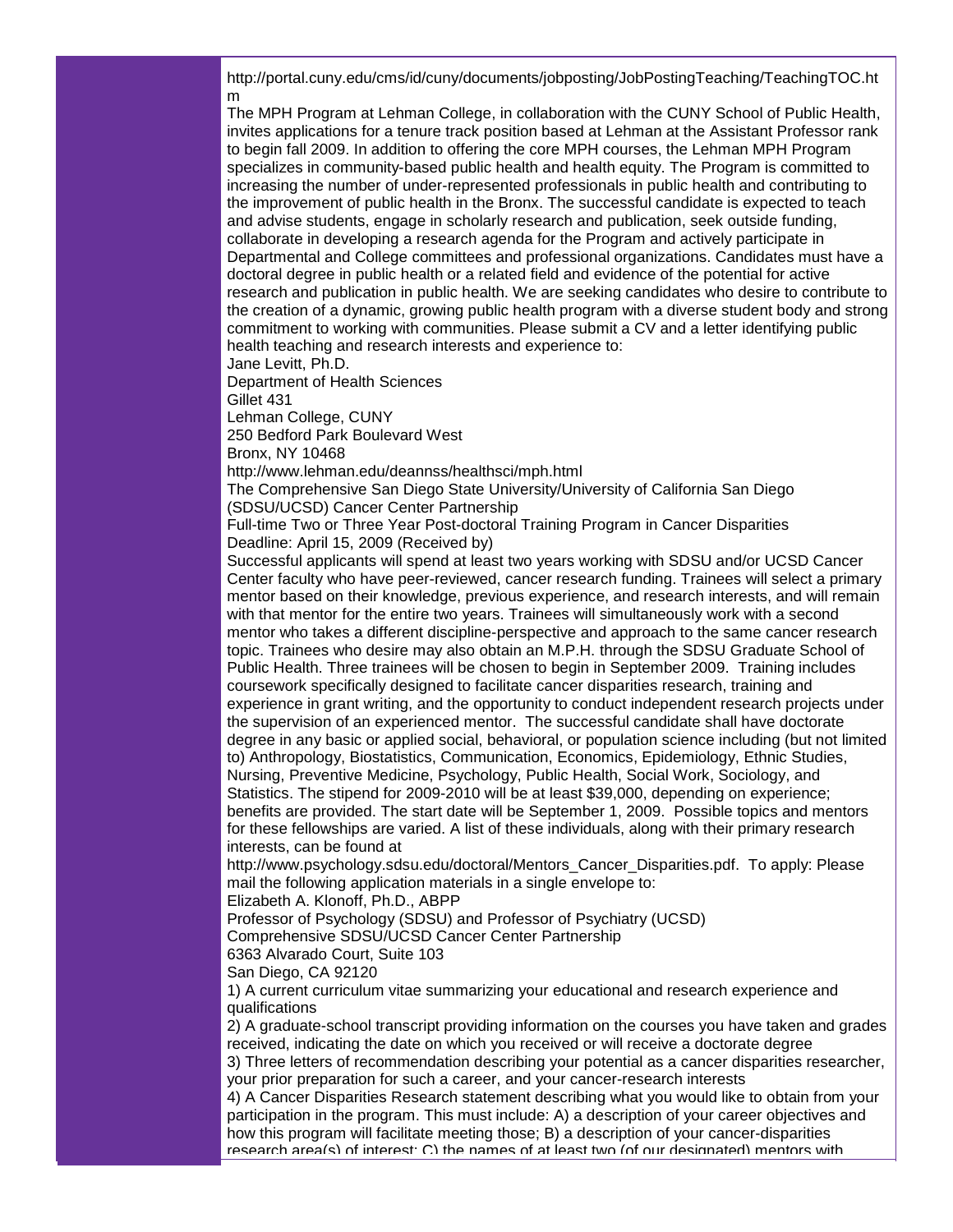http://portal.cuny.edu/cms/id/cuny/documents/jobposting/JobPostingTeaching/TeachingTOC.htm

The MPH Program at Lehman College, in collaboration with the CUNY School of Public Health, invites applications for a tenure track position based at Lehman at the Assistant Professor rank to begin fall 2009. In addition to offering the core MPH courses, the Lehman MPH Program specializes in community-based public health and health equity. The Program is committed to increasing the number of under-represented professionals in public health and contributing to the improvement of public health in the Bronx. The successful candidate is expected to teach and advise students, engage in scholarly research and publication, seek outside funding, collaborate in developing a research agenda for the Program and actively participate in Departmental and College committees and professional organizations. Candidates must have a doctoral degree in public health or a related field and evidence of the potential for active research and publication in public health. We are seeking candidates who desire to contribute to the creation of a dynamic, growing public health program with a diverse student body and strong commitment to working with communities. Please submit a CV and a letter identifying public health teaching and research interests and experience to:

Jane Levitt, Ph.D.
Department of Health Sciences
Gillet 431
Lehman College, CUNY
250 Bedford Park Boulevard West
Bronx, NY 10468
http://www.lehman.edu/deannss/healthsci/mph.html

The Comprehensive San Diego State University/University of California San Diego (SDSU/UCSD) Cancer Center Partnership
Full-time Two or Three Year Post-doctoral Training Program in Cancer Disparities
Deadline: April 15, 2009 (Received by)

Successful applicants will spend at least two years working with SDSU and/or UCSD Cancer Center faculty who have peer-reviewed, cancer research funding. Trainees will select a primary mentor based on their knowledge, previous experience, and research interests, and will remain with that mentor for the entire two years. Trainees will simultaneously work with a second mentor who takes a different discipline-perspective and approach to the same cancer research topic. Trainees who desire may also obtain an M.P.H. through the SDSU Graduate School of Public Health. Three trainees will be chosen to begin in September 2009. Training includes coursework specifically designed to facilitate cancer disparities research, training and experience in grant writing, and the opportunity to conduct independent research projects under the supervision of an experienced mentor. The successful candidate shall have doctorate degree in any basic or applied social, behavioral, or population science including (but not limited to) Anthropology, Biostatistics, Communication, Economics, Epidemiology, Ethnic Studies, Nursing, Preventive Medicine, Psychology, Public Health, Social Work, Sociology, and Statistics. The stipend for 2009-2010 will be at least $39,000, depending on experience; benefits are provided. The start date will be September 1, 2009. Possible topics and mentors for these fellowships are varied. A list of these individuals, along with their primary research interests, can be found at http://www.psychology.sdsu.edu/doctoral/Mentors_Cancer_Disparities.pdf. To apply: Please mail the following application materials in a single envelope to:

Elizabeth A. Klonoff, Ph.D., ABPP
Professor of Psychology (SDSU) and Professor of Psychiatry (UCSD)
Comprehensive SDSU/UCSD Cancer Center Partnership
6363 Alvarado Court, Suite 103
San Diego, CA 92120

1) A current curriculum vitae summarizing your educational and research experience and qualifications
2) A graduate-school transcript providing information on the courses you have taken and grades received, indicating the date on which you received or will receive a doctorate degree
3) Three letters of recommendation describing your potential as a cancer disparities researcher, your prior preparation for such a career, and your cancer-research interests
4) A Cancer Disparities Research statement describing what you would like to obtain from your participation in the program. This must include: A) a description of your career objectives and how this program will facilitate meeting those; B) a description of your cancer-disparities research area(s) of interest; C) the names of at least two (of our designated) mentors with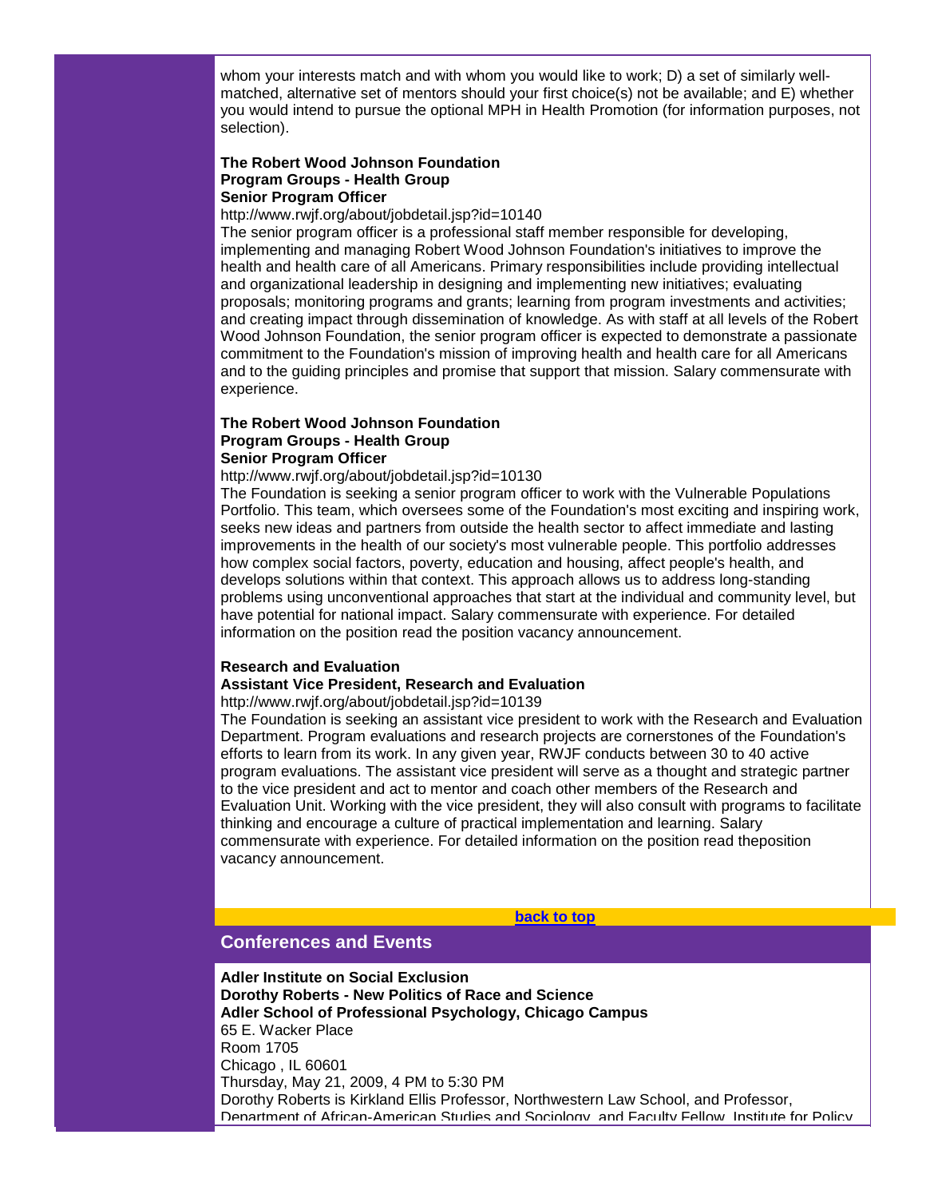whom your interests match and with whom you would like to work; D) a set of similarly well-matched, alternative set of mentors should your first choice(s) not be available; and E) whether you would intend to pursue the optional MPH in Health Promotion (for information purposes, not selection).

**The Robert Wood Johnson Foundation**
**Program Groups - Health Group**
**Senior Program Officer**
http://www.rwjf.org/about/jobdetail.jsp?id=10140
The senior program officer is a professional staff member responsible for developing, implementing and managing Robert Wood Johnson Foundation's initiatives to improve the health and health care of all Americans. Primary responsibilities include providing intellectual and organizational leadership in designing and implementing new initiatives; evaluating proposals; monitoring programs and grants; learning from program investments and activities; and creating impact through dissemination of knowledge. As with staff at all levels of the Robert Wood Johnson Foundation, the senior program officer is expected to demonstrate a passionate commitment to the Foundation's mission of improving health and health care for all Americans and to the guiding principles and promise that support that mission. Salary commensurate with experience.

**The Robert Wood Johnson Foundation**
**Program Groups - Health Group**
**Senior Program Officer**
http://www.rwjf.org/about/jobdetail.jsp?id=10130
The Foundation is seeking a senior program officer to work with the Vulnerable Populations Portfolio. This team, which oversees some of the Foundation's most exciting and inspiring work, seeks new ideas and partners from outside the health sector to affect immediate and lasting improvements in the health of our society's most vulnerable people. This portfolio addresses how complex social factors, poverty, education and housing, affect people's health, and develops solutions within that context. This approach allows us to address long-standing problems using unconventional approaches that start at the individual and community level, but have potential for national impact. Salary commensurate with experience. For detailed information on the position read the position vacancy announcement.

**Research and Evaluation**
**Assistant Vice President, Research and Evaluation**
http://www.rwjf.org/about/jobdetail.jsp?id=10139
The Foundation is seeking an assistant vice president to work with the Research and Evaluation Department. Program evaluations and research projects are cornerstones of the Foundation's efforts to learn from its work. In any given year, RWJF conducts between 30 to 40 active program evaluations. The assistant vice president will serve as a thought and strategic partner to the vice president and act to mentor and coach other members of the Research and Evaluation Unit. Working with the vice president, they will also consult with programs to facilitate thinking and encourage a culture of practical implementation and learning. Salary commensurate with experience. For detailed information on the position read theposition vacancy announcement.

back to top

## Conferences and Events

**Adler Institute on Social Exclusion**
**Dorothy Roberts - New Politics of Race and Science**
**Adler School of Professional Psychology, Chicago Campus**
65 E. Wacker Place
Room 1705
Chicago , IL 60601
Thursday, May 21, 2009, 4 PM to 5:30 PM
Dorothy Roberts is Kirkland Ellis Professor, Northwestern Law School, and Professor, Department of African-American Studies and Sociology, and Faculty Fellow, Institute for Policy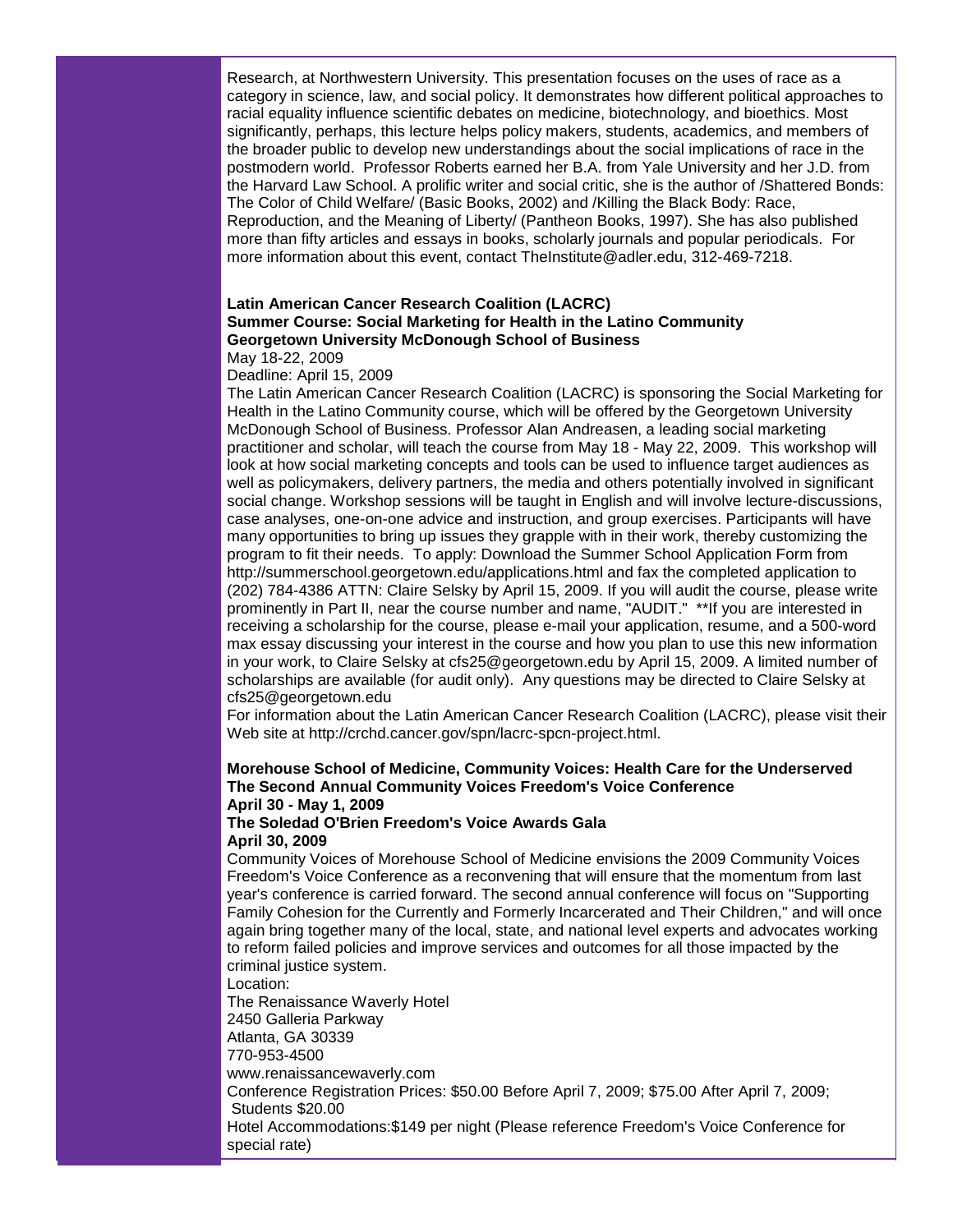Research, at Northwestern University. This presentation focuses on the uses of race as a category in science, law, and social policy. It demonstrates how different political approaches to racial equality influence scientific debates on medicine, biotechnology, and bioethics. Most significantly, perhaps, this lecture helps policy makers, students, academics, and members of the broader public to develop new understandings about the social implications of race in the postmodern world. Professor Roberts earned her B.A. from Yale University and her J.D. from the Harvard Law School. A prolific writer and social critic, she is the author of /Shattered Bonds: The Color of Child Welfare/ (Basic Books, 2002) and /Killing the Black Body: Race, Reproduction, and the Meaning of Liberty/ (Pantheon Books, 1997). She has also published more than fifty articles and essays in books, scholarly journals and popular periodicals. For more information about this event, contact TheInstitute@adler.edu, 312-469-7218.

**Latin American Cancer Research Coalition (LACRC)**
**Summer Course: Social Marketing for Health in the Latino Community**
**Georgetown University McDonough School of Business**
May 18-22, 2009
Deadline: April 15, 2009
The Latin American Cancer Research Coalition (LACRC) is sponsoring the Social Marketing for Health in the Latino Community course, which will be offered by the Georgetown University McDonough School of Business. Professor Alan Andreasen, a leading social marketing practitioner and scholar, will teach the course from May 18 - May 22, 2009. This workshop will look at how social marketing concepts and tools can be used to influence target audiences as well as policymakers, delivery partners, the media and others potentially involved in significant social change. Workshop sessions will be taught in English and will involve lecture-discussions, case analyses, one-on-one advice and instruction, and group exercises. Participants will have many opportunities to bring up issues they grapple with in their work, thereby customizing the program to fit their needs. To apply: Download the Summer School Application Form from http://summerschool.georgetown.edu/applications.html and fax the completed application to (202) 784-4386 ATTN: Claire Selsky by April 15, 2009. If you will audit the course, please write prominently in Part II, near the course number and name, "AUDIT." **If you are interested in receiving a scholarship for the course, please e-mail your application, resume, and a 500-word max essay discussing your interest in the course and how you plan to use this new information in your work, to Claire Selsky at cfs25@georgetown.edu by April 15, 2009. A limited number of scholarships are available (for audit only). Any questions may be directed to Claire Selsky at cfs25@georgetown.edu
For information about the Latin American Cancer Research Coalition (LACRC), please visit their Web site at http://crchd.cancer.gov/spn/lacrc-spcn-project.html.

**Morehouse School of Medicine, Community Voices: Health Care for the Underserved**
**The Second Annual Community Voices Freedom's Voice Conference**
**April 30 - May 1, 2009**
**The Soledad O'Brien Freedom's Voice Awards Gala**
**April 30, 2009**
Community Voices of Morehouse School of Medicine envisions the 2009 Community Voices Freedom's Voice Conference as a reconvening that will ensure that the momentum from last year's conference is carried forward. The second annual conference will focus on "Supporting Family Cohesion for the Currently and Formerly Incarcerated and Their Children," and will once again bring together many of the local, state, and national level experts and advocates working to reform failed policies and improve services and outcomes for all those impacted by the criminal justice system.
Location:
The Renaissance Waverly Hotel
2450 Galleria Parkway
Atlanta, GA 30339
770-953-4500
www.renaissancewaverly.com
Conference Registration Prices: $50.00 Before April 7, 2009; $75.00 After April 7, 2009; Students $20.00
Hotel Accommodations:$149 per night (Please reference Freedom's Voice Conference for special rate)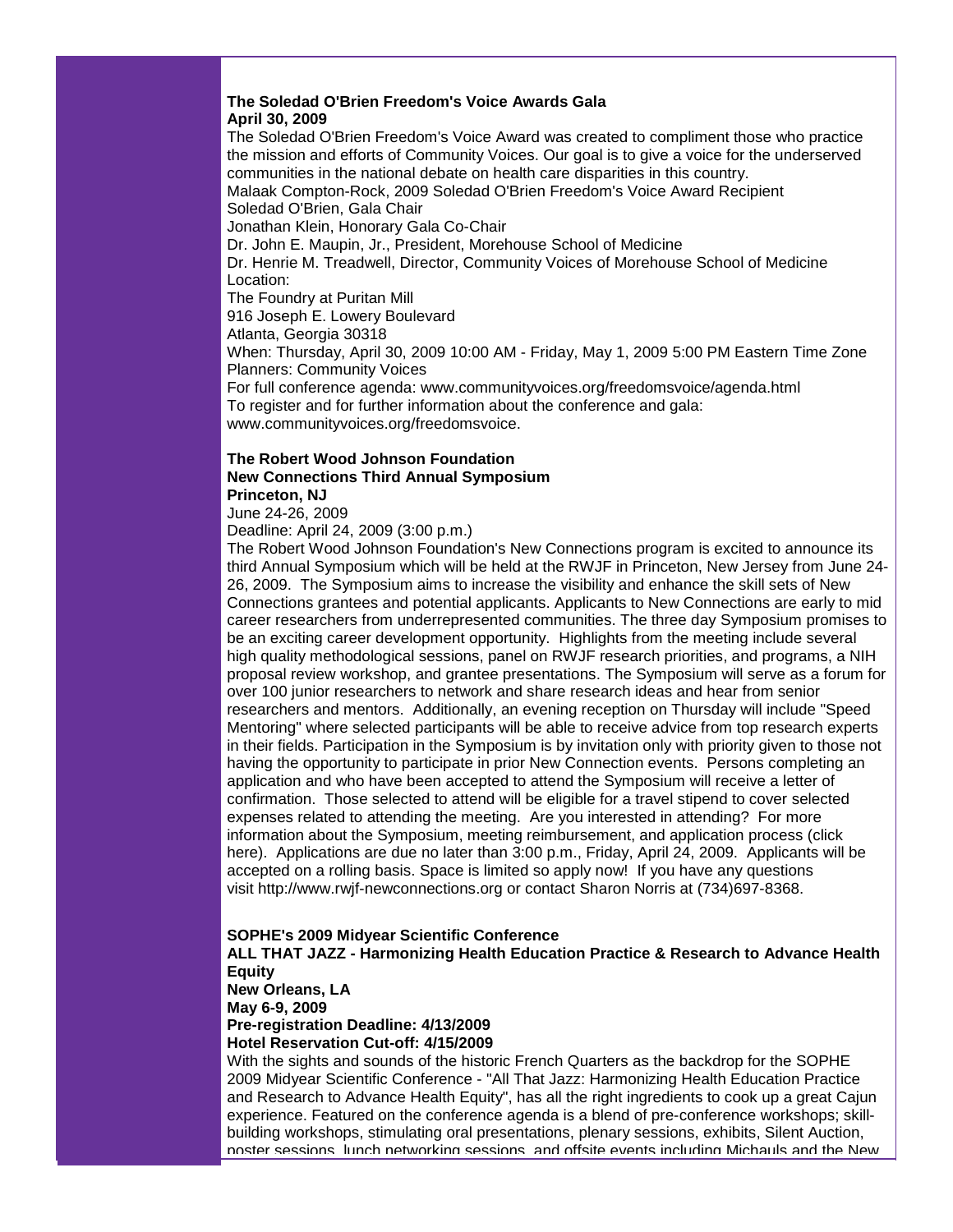**The Soledad O'Brien Freedom's Voice Awards Gala**
**April 30, 2009**

The Soledad O'Brien Freedom's Voice Award was created to compliment those who practice the mission and efforts of Community Voices. Our goal is to give a voice for the underserved communities in the national debate on health care disparities in this country.
Malaak Compton-Rock, 2009 Soledad O'Brien Freedom's Voice Award Recipient
Soledad O'Brien, Gala Chair
Jonathan Klein, Honorary Gala Co-Chair
Dr. John E. Maupin, Jr., President, Morehouse School of Medicine
Dr. Henrie M. Treadwell, Director, Community Voices of Morehouse School of Medicine
Location:
The Foundry at Puritan Mill
916 Joseph E. Lowery Boulevard
Atlanta, Georgia 30318
When: Thursday, April 30, 2009 10:00 AM - Friday, May 1, 2009 5:00 PM Eastern Time Zone
Planners: Community Voices
For full conference agenda: www.communityvoices.org/freedomsvoice/agenda.html
To register and for further information about the conference and gala:
www.communityvoices.org/freedomsvoice.

**The Robert Wood Johnson Foundation**
**New Connections Third Annual Symposium**
**Princeton, NJ**

June 24-26, 2009
Deadline: April 24, 2009 (3:00 p.m.)

The Robert Wood Johnson Foundation's New Connections program is excited to announce its third Annual Symposium which will be held at the RWJF in Princeton, New Jersey from June 24-26, 2009. The Symposium aims to increase the visibility and enhance the skill sets of New Connections grantees and potential applicants. Applicants to New Connections are early to mid career researchers from underrepresented communities. The three day Symposium promises to be an exciting career development opportunity. Highlights from the meeting include several high quality methodological sessions, panel on RWJF research priorities, and programs, a NIH proposal review workshop, and grantee presentations. The Symposium will serve as a forum for over 100 junior researchers to network and share research ideas and hear from senior researchers and mentors. Additionally, an evening reception on Thursday will include "Speed Mentoring" where selected participants will be able to receive advice from top research experts in their fields. Participation in the Symposium is by invitation only with priority given to those not having the opportunity to participate in prior New Connection events. Persons completing an application and who have been accepted to attend the Symposium will receive a letter of confirmation. Those selected to attend will be eligible for a travel stipend to cover selected expenses related to attending the meeting. Are you interested in attending? For more information about the Symposium, meeting reimbursement, and application process (click here). Applications are due no later than 3:00 p.m., Friday, April 24, 2009. Applicants will be accepted on a rolling basis. Space is limited so apply now! If you have any questions visit http://www.rwjf-newconnections.org or contact Sharon Norris at (734)697-8368.

**SOPHE's 2009 Midyear Scientific Conference**
**ALL THAT JAZZ - Harmonizing Health Education Practice & Research to Advance Health Equity**
**New Orleans, LA**
**May 6-9, 2009**
**Pre-registration Deadline: 4/13/2009**
**Hotel Reservation Cut-off: 4/15/2009**

With the sights and sounds of the historic French Quarters as the backdrop for the SOPHE 2009 Midyear Scientific Conference - "All That Jazz: Harmonizing Health Education Practice and Research to Advance Health Equity", has all the right ingredients to cook up a great Cajun experience. Featured on the conference agenda is a blend of pre-conference workshops; skill-building workshops, stimulating oral presentations, plenary sessions, exhibits, Silent Auction, poster sessions, lunch networking sessions, and offsite events including Michauls and the New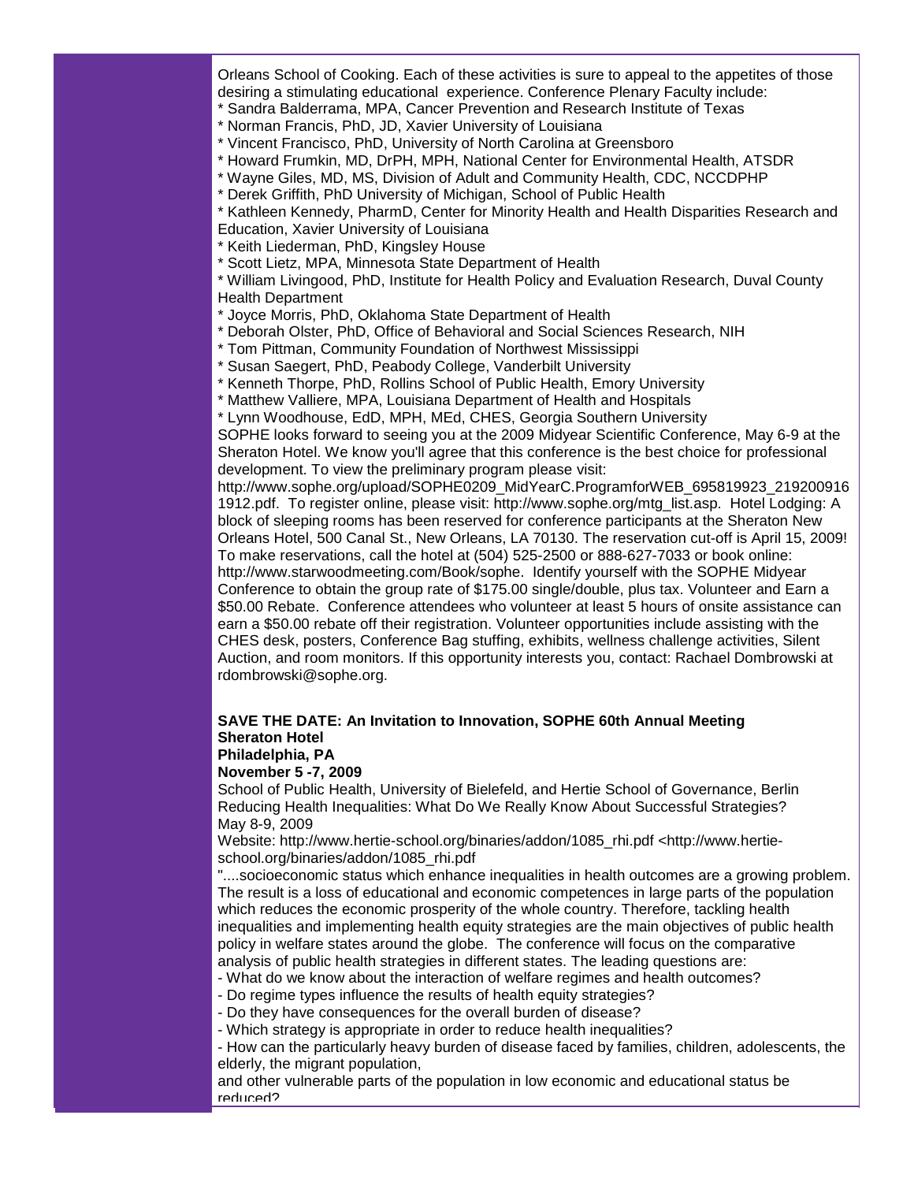Orleans School of Cooking. Each of these activities is sure to appeal to the appetites of those desiring a stimulating educational experience. Conference Plenary Faculty include:

* Sandra Balderrama, MPA, Cancer Prevention and Research Institute of Texas
* Norman Francis, PhD, JD, Xavier University of Louisiana
* Vincent Francisco, PhD, University of North Carolina at Greensboro
* Howard Frumkin, MD, DrPH, MPH, National Center for Environmental Health, ATSDR
* Wayne Giles, MD, MS, Division of Adult and Community Health, CDC, NCCDPHP
* Derek Griffith, PhD University of Michigan, School of Public Health
* Kathleen Kennedy, PharmD, Center for Minority Health and Health Disparities Research and Education, Xavier University of Louisiana
* Keith Liederman, PhD, Kingsley House
* Scott Lietz, MPA, Minnesota State Department of Health
* William Livingood, PhD, Institute for Health Policy and Evaluation Research, Duval County Health Department
* Joyce Morris, PhD, Oklahoma State Department of Health
* Deborah Olster, PhD, Office of Behavioral and Social Sciences Research, NIH
* Tom Pittman, Community Foundation of Northwest Mississippi
* Susan Saegert, PhD, Peabody College, Vanderbilt University
* Kenneth Thorpe, PhD, Rollins School of Public Health, Emory University
* Matthew Valliere, MPA, Louisiana Department of Health and Hospitals
* Lynn Woodhouse, EdD, MPH, MEd, CHES, Georgia Southern University

SOPHE looks forward to seeing you at the 2009 Midyear Scientific Conference, May 6-9 at the Sheraton Hotel. We know you'll agree that this conference is the best choice for professional development. To view the preliminary program please visit: http://www.sophe.org/upload/SOPHE0209_MidYearC.ProgramforWEB_695819923_2192009161912.pdf. To register online, please visit: http://www.sophe.org/mtg_list.asp. Hotel Lodging: A block of sleeping rooms has been reserved for conference participants at the Sheraton New Orleans Hotel, 500 Canal St., New Orleans, LA 70130. The reservation cut-off is April 15, 2009! To make reservations, call the hotel at (504) 525-2500 or 888-627-7033 or book online: http://www.starwoodmeeting.com/Book/sophe. Identify yourself with the SOPHE Midyear Conference to obtain the group rate of $175.00 single/double, plus tax. Volunteer and Earn a $50.00 Rebate. Conference attendees who volunteer at least 5 hours of onsite assistance can earn a $50.00 rebate off their registration. Volunteer opportunities include assisting with the CHES desk, posters, Conference Bag stuffing, exhibits, wellness challenge activities, Silent Auction, and room monitors. If this opportunity interests you, contact: Rachael Dombrowski at rdombrowski@sophe.org.

**SAVE THE DATE: An Invitation to Innovation, SOPHE 60th Annual Meeting**
**Sheraton Hotel**
**Philadelphia, PA**
**November 5 -7, 2009**

School of Public Health, University of Bielefeld, and Hertie School of Governance, Berlin
Reducing Health Inequalities: What Do We Really Know About Successful Strategies?
May 8-9, 2009
Website: http://www.hertie-school.org/binaries/addon/1085_rhi.pdf <http://www.hertie-school.org/binaries/addon/1085_rhi.pdf

"....socioeconomic status which enhance inequalities in health outcomes are a growing problem. The result is a loss of educational and economic competences in large parts of the population which reduces the economic prosperity of the whole country. Therefore, tackling health inequalities and implementing health equity strategies are the main objectives of public health policy in welfare states around the globe. The conference will focus on the comparative analysis of public health strategies in different states. The leading questions are:

- What do we know about the interaction of welfare regimes and health outcomes?
- Do regime types influence the results of health equity strategies?
- Do they have consequences for the overall burden of disease?
- Which strategy is appropriate in order to reduce health inequalities?
- How can the particularly heavy burden of disease faced by families, children, adolescents, the elderly, the migrant population,

and other vulnerable parts of the population in low economic and educational status be reduced?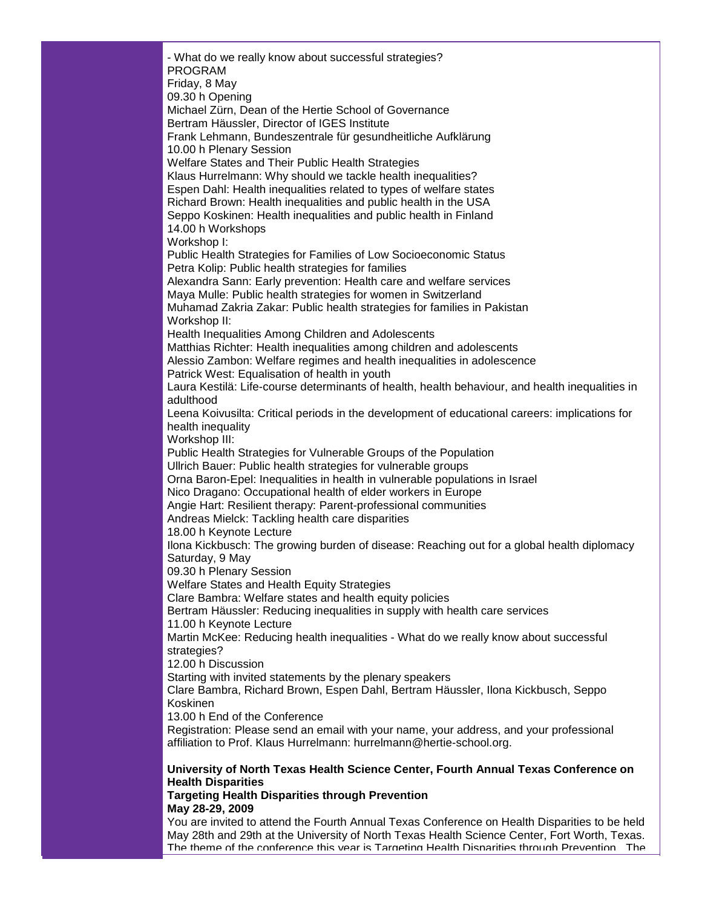- What do we really know about successful strategies?

PROGRAM

Friday, 8 May

09.30 h Opening

Michael Zürn, Dean of the Hertie School of Governance

Bertram Häussler, Director of IGES Institute

Frank Lehmann, Bundeszentrale für gesundheitliche Aufklärung

10.00 h Plenary Session

Welfare States and Their Public Health Strategies

Klaus Hurrelmann: Why should we tackle health inequalities?

Espen Dahl: Health inequalities related to types of welfare states

Richard Brown: Health inequalities and public health in the USA

Seppo Koskinen: Health inequalities and public health in Finland

14.00 h Workshops

Workshop I:

Public Health Strategies for Families of Low Socioeconomic Status

Petra Kolip: Public health strategies for families

Alexandra Sann: Early prevention: Health care and welfare services

Maya Mulle: Public health strategies for women in Switzerland

Muhamad Zakria Zakar: Public health strategies for families in Pakistan

Workshop II:

Health Inequalities Among Children and Adolescents

Matthias Richter: Health inequalities among children and adolescents

Alessio Zambon: Welfare regimes and health inequalities in adolescence

Patrick West: Equalisation of health in youth

Laura Kestilä: Life-course determinants of health, health behaviour, and health inequalities in adulthood

Leena Koivusilta: Critical periods in the development of educational careers: implications for health inequality

Workshop III:

Public Health Strategies for Vulnerable Groups of the Population

Ullrich Bauer: Public health strategies for vulnerable groups

Orna Baron-Epel: Inequalities in health in vulnerable populations in Israel

Nico Dragano: Occupational health of elder workers in Europe

Angie Hart: Resilient therapy: Parent-professional communities

Andreas Mielck: Tackling health care disparities

18.00 h Keynote Lecture

Ilona Kickbusch: The growing burden of disease: Reaching out for a global health diplomacy

Saturday, 9 May

09.30 h Plenary Session

Welfare States and Health Equity Strategies

Clare Bambra: Welfare states and health equity policies

Bertram Häussler: Reducing inequalities in supply with health care services

11.00 h Keynote Lecture

Martin McKee: Reducing health inequalities - What do we really know about successful strategies?

12.00 h Discussion

Starting with invited statements by the plenary speakers

Clare Bambra, Richard Brown, Espen Dahl, Bertram Häussler, Ilona Kickbusch, Seppo Koskinen

13.00 h End of the Conference

Registration: Please send an email with your name, your address, and your professional affiliation to Prof. Klaus Hurrelmann: hurrelmann@hertie-school.org.

**University of North Texas Health Science Center, Fourth Annual Texas Conference on Health Disparities**
**Targeting Health Disparities through Prevention**
**May 28-29, 2009**

You are invited to attend the Fourth Annual Texas Conference on Health Disparities to be held May 28th and 29th at the University of North Texas Health Science Center, Fort Worth, Texas. The theme of the conference this year is Targeting Health Disparities through Prevention. The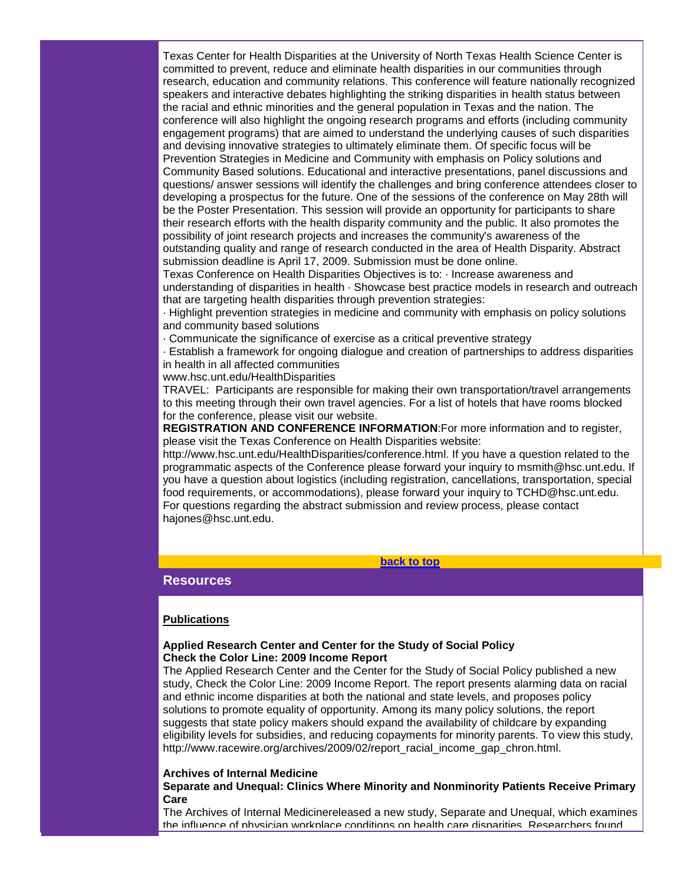Texas Center for Health Disparities at the University of North Texas Health Science Center is committed to prevent, reduce and eliminate health disparities in our communities through research, education and community relations. This conference will feature nationally recognized speakers and interactive debates highlighting the striking disparities in health status between the racial and ethnic minorities and the general population in Texas and the nation. The conference will also highlight the ongoing research programs and efforts (including community engagement programs) that are aimed to understand the underlying causes of such disparities and devising innovative strategies to ultimately eliminate them. Of specific focus will be Prevention Strategies in Medicine and Community with emphasis on Policy solutions and Community Based solutions. Educational and interactive presentations, panel discussions and questions/ answer sessions will identify the challenges and bring conference attendees closer to developing a prospectus for the future. One of the sessions of the conference on May 28th will be the Poster Presentation. This session will provide an opportunity for participants to share their research efforts with the health disparity community and the public. It also promotes the possibility of joint research projects and increases the community's awareness of the outstanding quality and range of research conducted in the area of Health Disparity. Abstract submission deadline is April 17, 2009. Submission must be done online.

Texas Conference on Health Disparities Objectives is to: · Increase awareness and understanding of disparities in health · Showcase best practice models in research and outreach that are targeting health disparities through prevention strategies:

· Highlight prevention strategies in medicine and community with emphasis on policy solutions and community based solutions

· Communicate the significance of exercise as a critical preventive strategy

· Establish a framework for ongoing dialogue and creation of partnerships to address disparities in health in all affected communities

www.hsc.unt.edu/HealthDisparities

TRAVEL: Participants are responsible for making their own transportation/travel arrangements to this meeting through their own travel agencies. For a list of hotels that have rooms blocked for the conference, please visit our website.

**REGISTRATION AND CONFERENCE INFORMATION**:For more information and to register, please visit the Texas Conference on Health Disparities website: http://www.hsc.unt.edu/HealthDisparities/conference.html. If you have a question related to the programmatic aspects of the Conference please forward your inquiry to msmith@hsc.unt.edu. If you have a question about logistics (including registration, cancellations, transportation, special food requirements, or accommodations), please forward your inquiry to TCHD@hsc.unt.edu. For questions regarding the abstract submission and review process, please contact hajones@hsc.unt.edu.

back to top

## Resources

**Publications**

**Applied Research Center and Center for the Study of Social Policy**
**Check the Color Line: 2009 Income Report**

The Applied Research Center and the Center for the Study of Social Policy published a new study, Check the Color Line: 2009 Income Report. The report presents alarming data on racial and ethnic income disparities at both the national and state levels, and proposes policy solutions to promote equality of opportunity. Among its many policy solutions, the report suggests that state policy makers should expand the availability of childcare by expanding eligibility levels for subsidies, and reducing copayments for minority parents. To view this study, http://www.racewire.org/archives/2009/02/report_racial_income_gap_chron.html.

**Archives of Internal Medicine**
**Separate and Unequal: Clinics Where Minority and Nonminority Patients Receive Primary Care**

The Archives of Internal Medicinereleased a new study, Separate and Unequal, which examines the influence of physician workplace conditions on health care disparities. Researchers found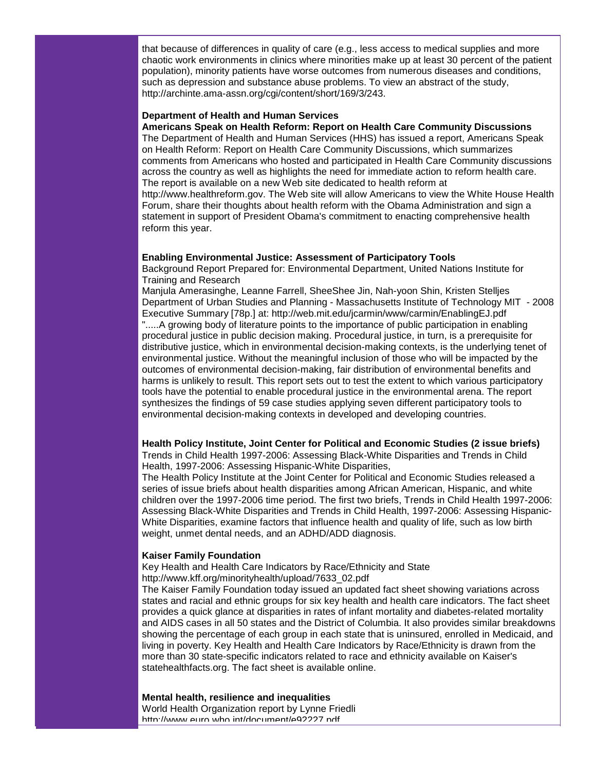that because of differences in quality of care (e.g., less access to medical supplies and more chaotic work environments in clinics where minorities make up at least 30 percent of the patient population), minority patients have worse outcomes from numerous diseases and conditions, such as depression and substance abuse problems. To view an abstract of the study, http://archinte.ama-assn.org/cgi/content/short/169/3/243.

**Department of Health and Human Services**

**Americans Speak on Health Reform: Report on Health Care Community Discussions**

The Department of Health and Human Services (HHS) has issued a report, Americans Speak on Health Reform: Report on Health Care Community Discussions, which summarizes comments from Americans who hosted and participated in Health Care Community discussions across the country as well as highlights the need for immediate action to reform health care. The report is available on a new Web site dedicated to health reform at http://www.healthreform.gov. The Web site will allow Americans to view the White House Health Forum, share their thoughts about health reform with the Obama Administration and sign a statement in support of President Obama's commitment to enacting comprehensive health reform this year.

**Enabling Environmental Justice: Assessment of Participatory Tools**

Background Report Prepared for: Environmental Department, United Nations Institute for Training and Research

Manjula Amerasinghe, Leanne Farrell, SheeShee Jin, Nah-yoon Shin, Kristen Stelljes
Department of Urban Studies and Planning - Massachusetts Institute of Technology MIT - 2008
Executive Summary [78p.] at: http://web.mit.edu/jcarmin/www/carmin/EnablingEJ.pdf

".....A growing body of literature points to the importance of public participation in enabling procedural justice in public decision making. Procedural justice, in turn, is a prerequisite for distributive justice, which in environmental decision-making contexts, is the underlying tenet of environmental justice. Without the meaningful inclusion of those who will be impacted by the outcomes of environmental decision-making, fair distribution of environmental benefits and harms is unlikely to result. This report sets out to test the extent to which various participatory tools have the potential to enable procedural justice in the environmental arena. The report synthesizes the findings of 59 case studies applying seven different participatory tools to environmental decision-making contexts in developed and developing countries.

**Health Policy Institute, Joint Center for Political and Economic Studies (2 issue briefs)**

Trends in Child Health 1997-2006: Assessing Black-White Disparities and Trends in Child Health, 1997-2006: Assessing Hispanic-White Disparities,

The Health Policy Institute at the Joint Center for Political and Economic Studies released a series of issue briefs about health disparities among African American, Hispanic, and white children over the 1997-2006 time period. The first two briefs, Trends in Child Health 1997-2006: Assessing Black-White Disparities and Trends in Child Health, 1997-2006: Assessing Hispanic-White Disparities, examine factors that influence health and quality of life, such as low birth weight, unmet dental needs, and an ADHD/ADD diagnosis.

**Kaiser Family Foundation**

Key Health and Health Care Indicators by Race/Ethnicity and State
http://www.kff.org/minorityhealth/upload/7633_02.pdf

The Kaiser Family Foundation today issued an updated fact sheet showing variations across states and racial and ethnic groups for six key health and health care indicators. The fact sheet provides a quick glance at disparities in rates of infant mortality and diabetes-related mortality and AIDS cases in all 50 states and the District of Columbia. It also provides similar breakdowns showing the percentage of each group in each state that is uninsured, enrolled in Medicaid, and living in poverty. Key Health and Health Care Indicators by Race/Ethnicity is drawn from the more than 30 state-specific indicators related to race and ethnicity available on Kaiser's statehealthfacts.org. The fact sheet is available online.

**Mental health, resilience and inequalities**

World Health Organization report by Lynne Friedli
http://www.euro.who.int/document/e92227.pdf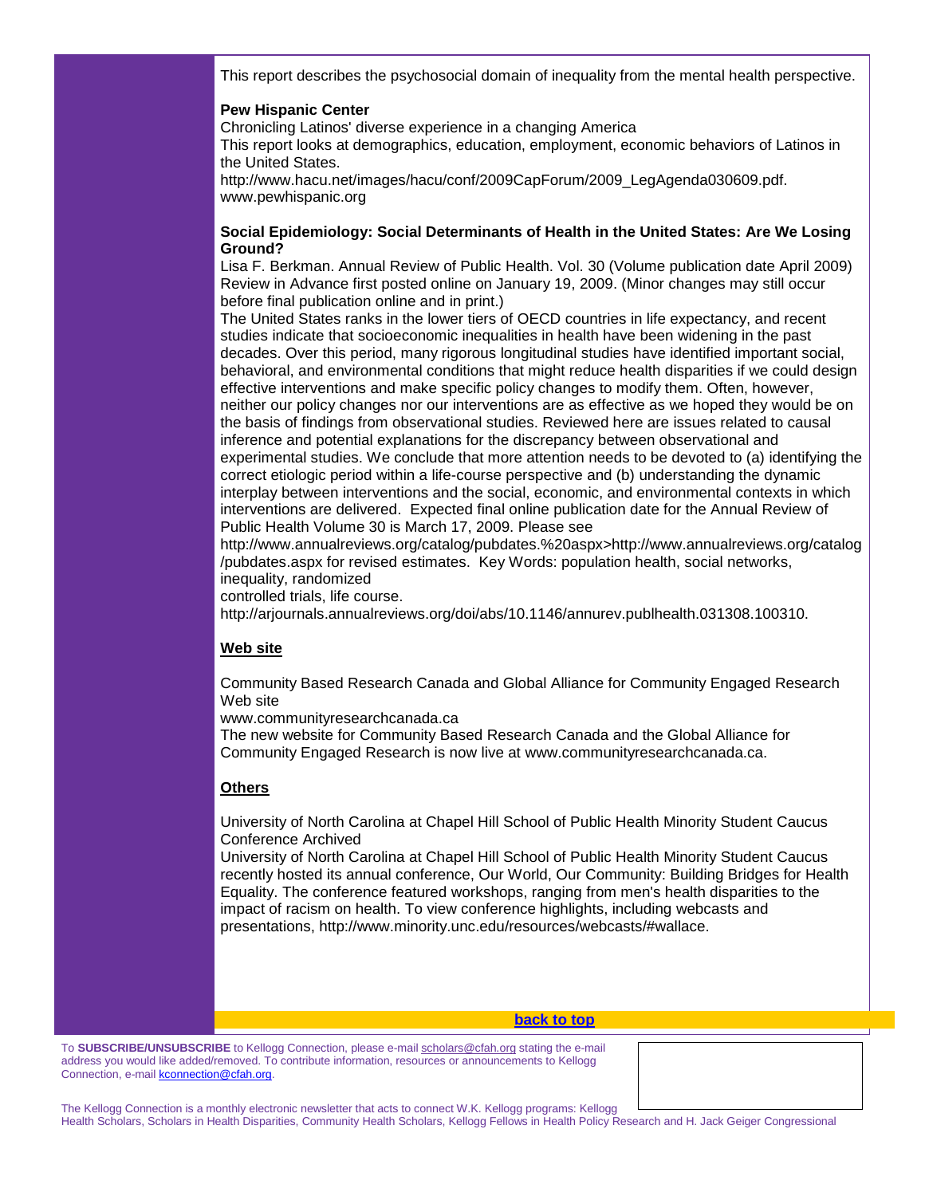This report describes the psychosocial domain of inequality from the mental health perspective.

**Pew Hispanic Center**
Chronicling Latinos' diverse experience in a changing America
This report looks at demographics, education, employment, economic behaviors of Latinos in the United States.
http://www.hacu.net/images/hacu/conf/2009CapForum/2009_LegAgenda030609.pdf.
www.pewhispanic.org

**Social Epidemiology: Social Determinants of Health in the United States: Are We Losing Ground?**
Lisa F. Berkman. Annual Review of Public Health. Vol. 30 (Volume publication date April 2009) Review in Advance first posted online on January 19, 2009. (Minor changes may still occur before final publication online and in print.)
The United States ranks in the lower tiers of OECD countries in life expectancy, and recent studies indicate that socioeconomic inequalities in health have been widening in the past decades. Over this period, many rigorous longitudinal studies have identified important social, behavioral, and environmental conditions that might reduce health disparities if we could design effective interventions and make specific policy changes to modify them. Often, however, neither our policy changes nor our interventions are as effective as we hoped they would be on the basis of findings from observational studies. Reviewed here are issues related to causal inference and potential explanations for the discrepancy between observational and experimental studies. We conclude that more attention needs to be devoted to (a) identifying the correct etiologic period within a life-course perspective and (b) understanding the dynamic interplay between interventions and the social, economic, and environmental contexts in which interventions are delivered. Expected final online publication date for the Annual Review of Public Health Volume 30 is March 17, 2009. Please see
http://www.annualreviews.org/catalog/pubdates.%20aspx>http://www.annualreviews.org/catalog/pubdates.aspx for revised estimates. Key Words: population health, social networks, inequality, randomized
controlled trials, life course.
http://arjournals.annualreviews.org/doi/abs/10.1146/annurev.publhealth.031308.100310.

**Web site**

Community Based Research Canada and Global Alliance for Community Engaged Research Web site
www.communityresearchcanada.ca
The new website for Community Based Research Canada and the Global Alliance for Community Engaged Research is now live at www.communityresearchcanada.ca.

**Others**

University of North Carolina at Chapel Hill School of Public Health Minority Student Caucus Conference Archived
University of North Carolina at Chapel Hill School of Public Health Minority Student Caucus recently hosted its annual conference, Our World, Our Community: Building Bridges for Health Equality. The conference featured workshops, ranging from men's health disparities to the impact of racism on health. To view conference highlights, including webcasts and presentations, http://www.minority.unc.edu/resources/webcasts/#wallace.

back to top

To **SUBSCRIBE/UNSUBSCRIBE** to Kellogg Connection, please e-mail scholars@cfah.org stating the e-mail address you would like added/removed. To contribute information, resources or announcements to Kellogg Connection, e-mail kconnection@cfah.org.

The Kellogg Connection is a monthly electronic newsletter that acts to connect W.K. Kellogg programs: Kellogg Health Scholars, Scholars in Health Disparities, Community Health Scholars, Kellogg Fellows in Health Policy Research and H. Jack Geiger Congressional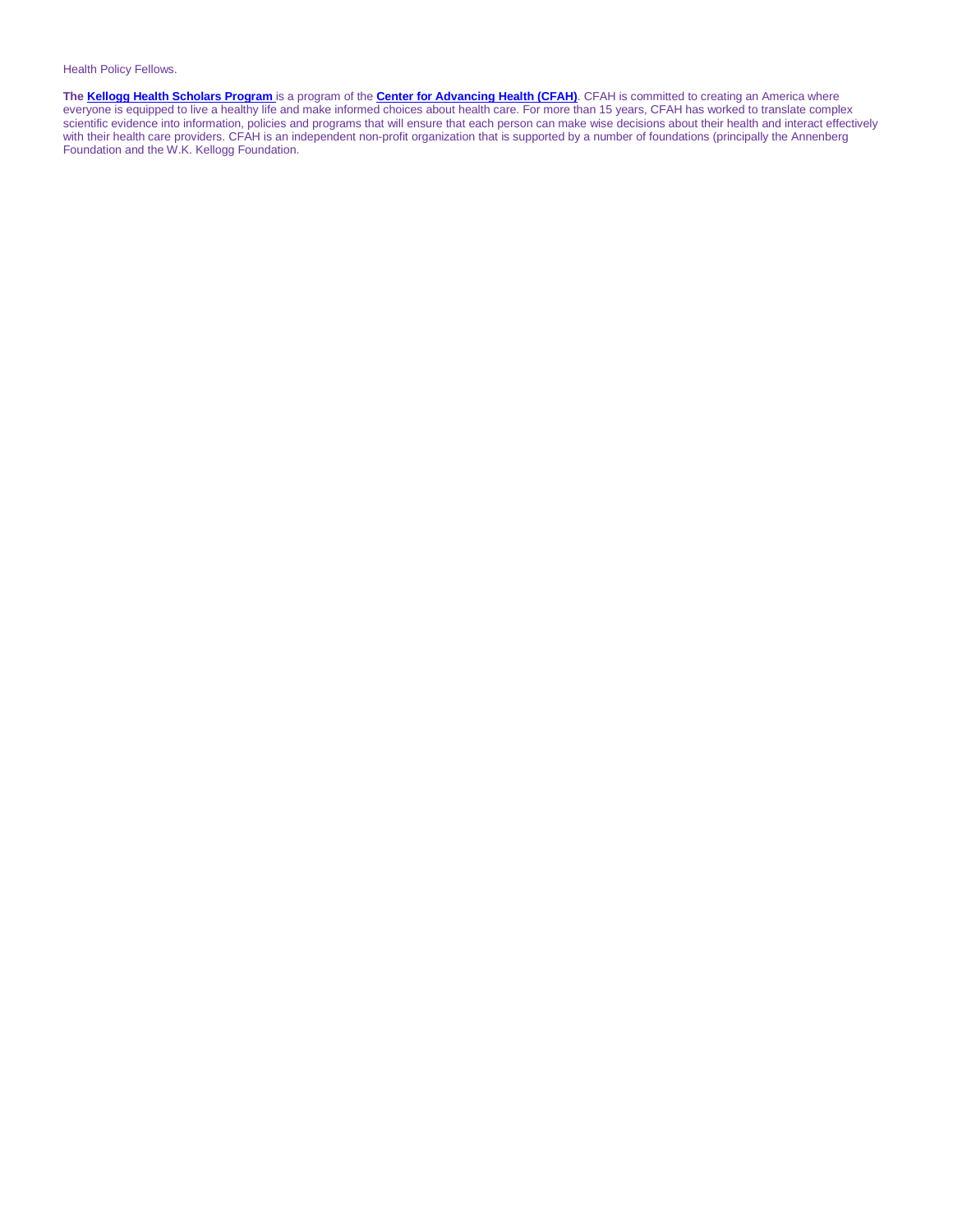Health Policy Fellows.

**The [Kellogg Health Scholars Program](#)** is a program of the **[Center for Advancing Health (CFAH)](#)**. CFAH is committed to creating an America where everyone is equipped to live a healthy life and make informed choices about health care. For more than 15 years, CFAH has worked to translate complex scientific evidence into information, policies and programs that will ensure that each person can make wise decisions about their health and interact effectively with their health care providers. CFAH is an independent non-profit organization that is supported by a number of foundations (principally the Annenberg Foundation and the W.K. Kellogg Foundation.